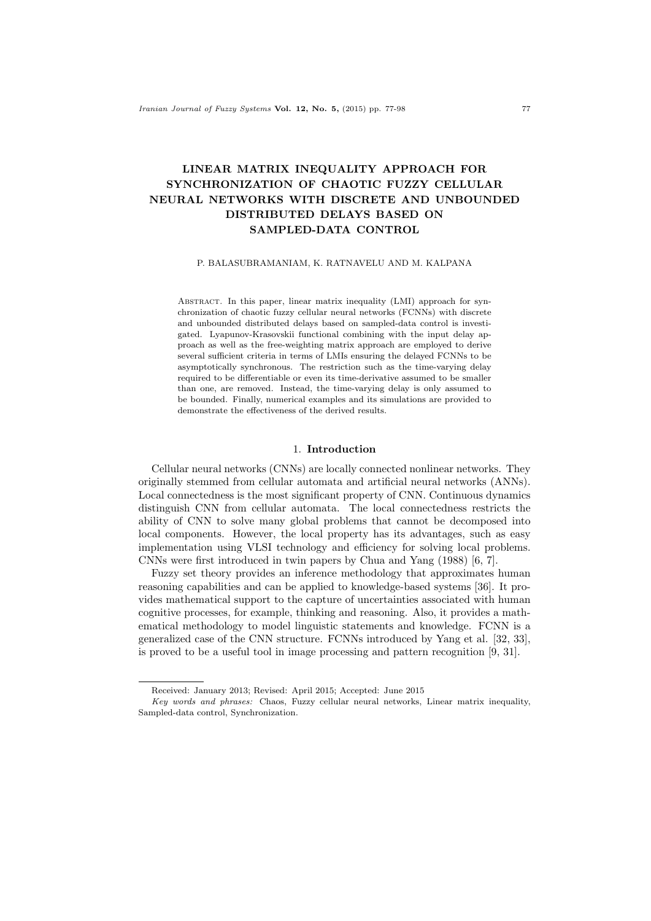# LINEAR MATRIX INEQUALITY APPROACH FOR SYNCHRONIZATION OF CHAOTIC FUZZY CELLULAR NEURAL NETWORKS WITH DISCRETE AND UNBOUNDED DISTRIBUTED DELAYS BASED ON SAMPLED-DATA CONTROL

P. BALASUBRAMANIAM, K. RATNAVELU AND M. KALPANA

Abstract. In this paper, linear matrix inequality (LMI) approach for synchronization of chaotic fuzzy cellular neural networks (FCNNs) with discrete and unbounded distributed delays based on sampled-data control is investigated. Lyapunov-Krasovskii functional combining with the input delay approach as well as the free-weighting matrix approach are employed to derive several sufficient criteria in terms of LMIs ensuring the delayed FCNNs to be asymptotically synchronous. The restriction such as the time-varying delay required to be differentiable or even its time-derivative assumed to be smaller than one, are removed. Instead, the time-varying delay is only assumed to be bounded. Finally, numerical examples and its simulations are provided to demonstrate the effectiveness of the derived results.

## 1. Introduction

Cellular neural networks (CNNs) are locally connected nonlinear networks. They originally stemmed from cellular automata and artificial neural networks (ANNs). Local connectedness is the most significant property of CNN. Continuous dynamics distinguish CNN from cellular automata. The local connectedness restricts the ability of CNN to solve many global problems that cannot be decomposed into local components. However, the local property has its advantages, such as easy implementation using VLSI technology and efficiency for solving local problems. CNNs were first introduced in twin papers by Chua and Yang (1988) [6, 7].

Fuzzy set theory provides an inference methodology that approximates human reasoning capabilities and can be applied to knowledge-based systems [36]. It provides mathematical support to the capture of uncertainties associated with human cognitive processes, for example, thinking and reasoning. Also, it provides a mathematical methodology to model linguistic statements and knowledge. FCNN is a generalized case of the CNN structure. FCNNs introduced by Yang et al. [32, 33], is proved to be a useful tool in image processing and pattern recognition [9, 31].

Received: January 2013; Revised: April 2015; Accepted: June 2015

*Key words and phrases:* Chaos, Fuzzy cellular neural networks, Linear matrix inequality, Sampled-data control, Synchronization.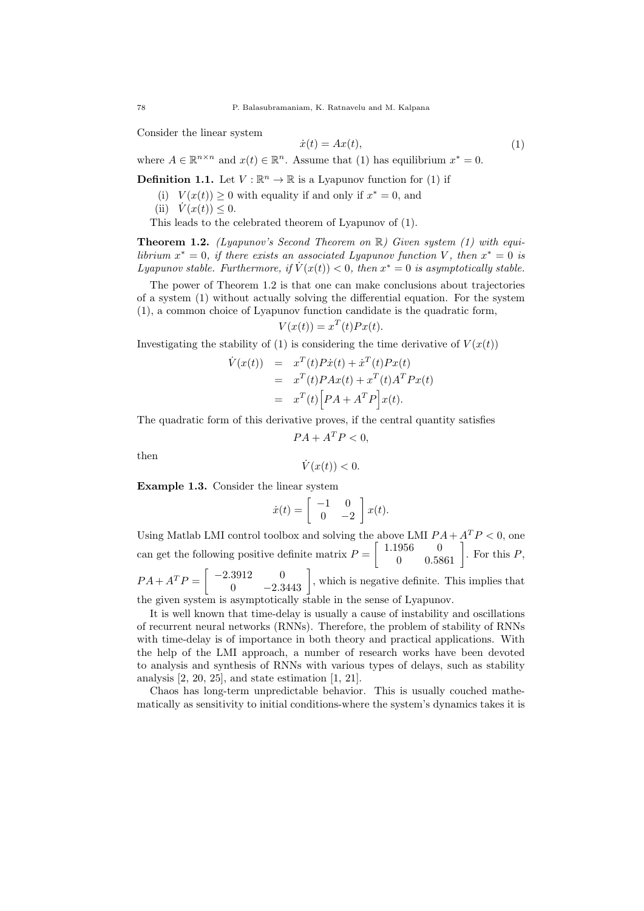Consider the linear system

$$\dot{x}(t) = Ax(t), \tag{1}$$

where $A \in \mathbb{R}^{n \times n}$ and $x(t) \in \mathbb{R}^n$. Assume that (1) has equilibrium $x^* = 0$.

**Definition 1.1.** Let $V : \mathbb{R}^n \to \mathbb{R}$ is a Lyapunov function for (1) if

(i) $V(x(t)) \geq 0$ with equality if and only if $x^* = 0$, and

(ii) $\dot{V}(x(t)) \leq 0$.

This leads to the celebrated theorem of Lyapunov of (1).

**Theorem 1.2.** *(Lyapunov's Second Theorem on $\mathbb{R}$) Given system (1) with equilibrium $x^* = 0$, if there exists an associated Lyapunov function $V$, then $x^* = 0$ is Lyapunov stable. Furthermore, if $\dot{V}(x(t)) < 0$, then $x^* = 0$ is asymptotically stable.*

The power of Theorem 1.2 is that one can make conclusions about trajectories of a system (1) without actually solving the differential equation. For the system (1), a common choice of Lyapunov function candidate is the quadratic form,

$$V(x(t)) = x^T(t)Px(t).$$

Investigating the stability of (1) is considering the time derivative of $V(x(t))$

$$\begin{aligned}
\dot{V}(x(t)) &= x^T(t)P\dot{x}(t) + \dot{x}^T(t)Px(t) \\
&= x^T(t)PAx(t) + x^T(t)A^TPx(t) \\
&= x^T(t)\Big[PA + A^TP\Big]x(t).
\end{aligned}$$

The quadratic form of this derivative proves, if the central quantity satisfies

$$PA + A^TP < 0,$$

then

$$\dot{V}(x(t)) < 0.$$

**Example 1.3.** Consider the linear system

$$\dot{x}(t) = \begin{bmatrix} -1 & 0 \\ 0 & -2 \end{bmatrix} x(t).$$

Using Matlab LMI control toolbox and solving the above LMI $PA + A^TP < 0$, one can get the following positive definite matrix $P = \begin{bmatrix} 1.1956 & 0 \\ 0 & 0.5861 \end{bmatrix}$. For this $P$, $PA + A^TP = \begin{bmatrix} -2.3912 & 0 \\ 0 & -2.3443 \end{bmatrix}$, which is negative definite. This implies that the given system is asymptotically stable in the sense of Lyapunov.

It is well known that time-delay is usually a cause of instability and oscillations of recurrent neural networks (RNNs). Therefore, the problem of stability of RNNs with time-delay is of importance in both theory and practical applications. With the help of the LMI approach, a number of research works have been devoted to analysis and synthesis of RNNs with various types of delays, such as stability analysis [2, 20, 25], and state estimation [1, 21].

Chaos has long-term unpredictable behavior. This is usually couched mathematically as sensitivity to initial conditions-where the system's dynamics takes it is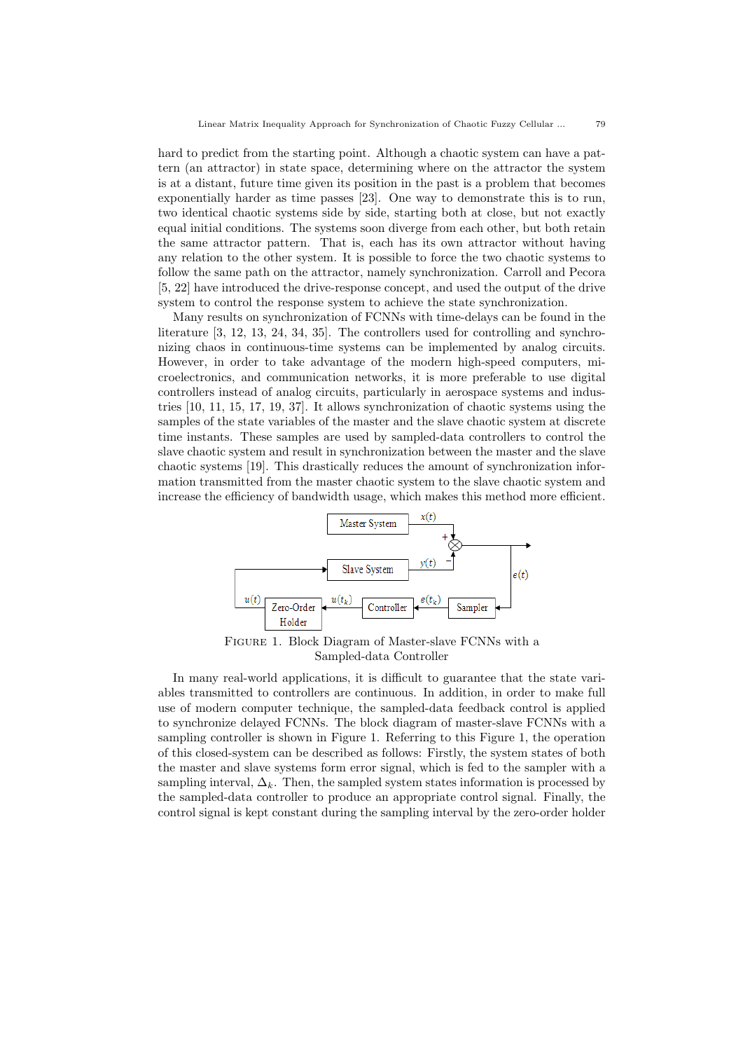hard to predict from the starting point. Although a chaotic system can have a pattern (an attractor) in state space, determining where on the attractor the system is at a distant, future time given its position in the past is a problem that becomes exponentially harder as time passes [23]. One way to demonstrate this is to run, two identical chaotic systems side by side, starting both at close, but not exactly equal initial conditions. The systems soon diverge from each other, but both retain the same attractor pattern. That is, each has its own attractor without having any relation to the other system. It is possible to force the two chaotic systems to follow the same path on the attractor, namely synchronization. Carroll and Pecora [5, 22] have introduced the drive-response concept, and used the output of the drive system to control the response system to achieve the state synchronization.

Many results on synchronization of FCNNs with time-delays can be found in the literature [3, 12, 13, 24, 34, 35]. The controllers used for controlling and synchronizing chaos in continuous-time systems can be implemented by analog circuits. However, in order to take advantage of the modern high-speed computers, microelectronics, and communication networks, it is more preferable to use digital controllers instead of analog circuits, particularly in aerospace systems and industries [10, 11, 15, 17, 19, 37]. It allows synchronization of chaotic systems using the samples of the state variables of the master and the slave chaotic system at discrete time instants. These samples are used by sampled-data controllers to control the slave chaotic system and result in synchronization between the master and the slave chaotic systems [19]. This drastically reduces the amount of synchronization information transmitted from the master chaotic system to the slave chaotic system and increase the efficiency of bandwidth usage, which makes this method more efficient.

Figure 1. Block Diagram of Master-slave FCNNs with a Sampled-data Controller

In many real-world applications, it is difficult to guarantee that the state variables transmitted to controllers are continuous. In addition, in order to make full use of modern computer technique, the sampled-data feedback control is applied to synchronize delayed FCNNs. The block diagram of master-slave FCNNs with a sampling controller is shown in Figure 1. Referring to this Figure 1, the operation of this closed-system can be described as follows: Firstly, the system states of both the master and slave systems form error signal, which is fed to the sampler with a sampling interval, $\Delta_k$. Then, the sampled system states information is processed by the sampled-data controller to produce an appropriate control signal. Finally, the control signal is kept constant during the sampling interval by the zero-order holder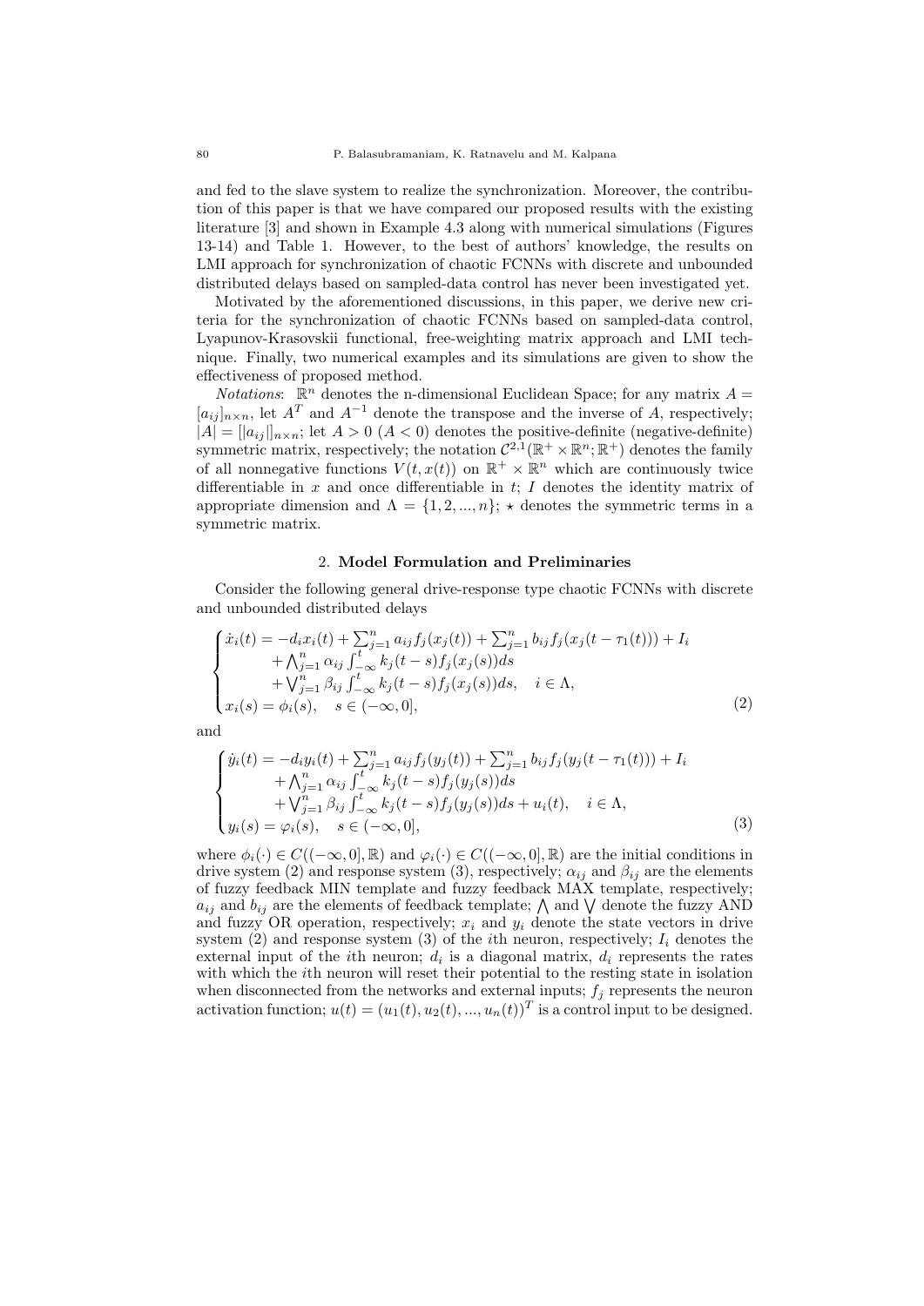and fed to the slave system to realize the synchronization. Moreover, the contribution of this paper is that we have compared our proposed results with the existing literature [3] and shown in Example 4.3 along with numerical simulations (Figures 13-14) and Table 1. However, to the best of authors' knowledge, the results on LMI approach for synchronization of chaotic FCNNs with discrete and unbounded distributed delays based on sampled-data control has never been investigated yet.

Motivated by the aforementioned discussions, in this paper, we derive new criteria for the synchronization of chaotic FCNNs based on sampled-data control, Lyapunov-Krasovskii functional, free-weighting matrix approach and LMI technique. Finally, two numerical examples and its simulations are given to show the effectiveness of proposed method.

*Notations*: $\mathbb{R}^n$ denotes the n-dimensional Euclidean Space; for any matrix $A = [a_{ij}]_{n\times n}$, let $A^T$ and $A^{-1}$ denote the transpose and the inverse of $A$, respectively; $|A| = [|a_{ij}|]_{n\times n}$; let $A > 0$ ($A < 0$) denotes the positive-definite (negative-definite) symmetric matrix, respectively; the notation $\mathcal{C}^{2,1}(\mathbb{R}^+ \times \mathbb{R}^n; \mathbb{R}^+)$ denotes the family of all nonnegative functions $V(t, x(t))$ on $\mathbb{R}^+ \times \mathbb{R}^n$ which are continuously twice differentiable in $x$ and once differentiable in $t$; $I$ denotes the identity matrix of appropriate dimension and $\Lambda = \{1, 2, ..., n\}$; $\star$ denotes the symmetric terms in a symmetric matrix.

## 2. Model Formulation and Preliminaries

Consider the following general drive-response type chaotic FCNNs with discrete and unbounded distributed delays

$$
\begin{cases}
\dot{x}_i(t) = -d_i x_i(t) + \sum_{j=1}^{n} a_{ij} f_j(x_j(t)) + \sum_{j=1}^{n} b_{ij} f_j(x_j(t-\tau_1(t))) + I_i \\
\qquad + \bigwedge_{j=1}^{n} \alpha_{ij} \int_{-\infty}^{t} k_j(t-s) f_j(x_j(s)) ds \\
\qquad + \bigvee_{j=1}^{n} \beta_{ij} \int_{-\infty}^{t} k_j(t-s) f_j(x_j(s)) ds, \quad i \in \Lambda, \\
x_i(s) = \phi_i(s), \quad s \in (-\infty, 0],
\end{cases} \tag{2}
$$

and

$$
\begin{cases}
\dot{y}_i(t) = -d_i y_i(t) + \sum_{j=1}^{n} a_{ij} f_j(y_j(t)) + \sum_{j=1}^{n} b_{ij} f_j(y_j(t-\tau_1(t))) + I_i \\
\qquad + \bigwedge_{j=1}^{n} \alpha_{ij} \int_{-\infty}^{t} k_j(t-s) f_j(y_j(s)) ds \\
\qquad + \bigvee_{j=1}^{n} \beta_{ij} \int_{-\infty}^{t} k_j(t-s) f_j(y_j(s)) ds + u_i(t), \quad i \in \Lambda, \\
y_i(s) = \varphi_i(s), \quad s \in (-\infty, 0],
\end{cases} \tag{3}
$$

where $\phi_i(\cdot) \in C((-\infty, 0], \mathbb{R})$ and $\varphi_i(\cdot) \in C((-\infty, 0], \mathbb{R})$ are the initial conditions in drive system (2) and response system (3), respectively; $\alpha_{ij}$ and $\beta_{ij}$ are the elements of fuzzy feedback MIN template and fuzzy feedback MAX template, respectively; $a_{ij}$ and $b_{ij}$ are the elements of feedback template; $\bigwedge$ and $\bigvee$ denote the fuzzy AND and fuzzy OR operation, respectively; $x_i$ and $y_i$ denote the state vectors in drive system (2) and response system (3) of the $i$th neuron, respectively; $I_i$ denotes the external input of the $i$th neuron; $d_i$ is a diagonal matrix, $d_i$ represents the rates with which the $i$th neuron will reset their potential to the resting state in isolation when disconnected from the networks and external inputs; $f_j$ represents the neuron activation function; $u(t) = (u_1(t), u_2(t), ..., u_n(t))^T$ is a control input to be designed.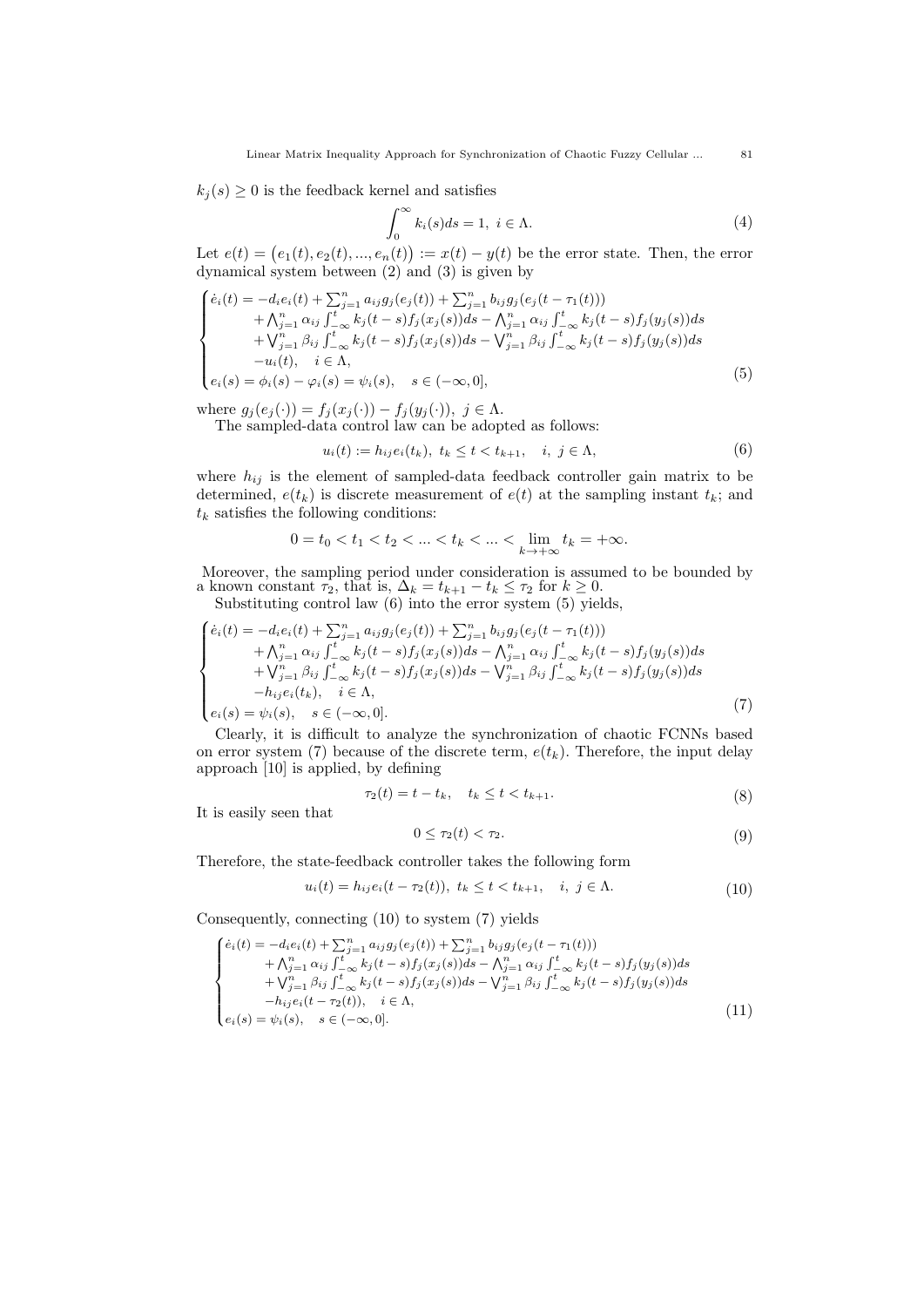$k_j(s) \geq 0$ is the feedback kernel and satisfies

$$\int_0^{\infty} k_i(s)ds = 1, \; i \in \Lambda. \tag{4}$$

Let $e(t) = \big(e_1(t), e_2(t), ..., e_n(t)\big) := x(t) - y(t)$ be the error state. Then, the error dynamical system between (2) and (3) is given by

$$\begin{cases} \dot{e}_i(t) = -d_i e_i(t) + \sum_{j=1}^{n} a_{ij} g_j(e_j(t)) + \sum_{j=1}^{n} b_{ij} g_j(e_j(t-\tau_1(t))) \\ \quad\quad + \bigwedge_{j=1}^{n} \alpha_{ij} \int_{-\infty}^{t} k_j(t-s) f_j(x_j(s))ds - \bigwedge_{j=1}^{n} \alpha_{ij} \int_{-\infty}^{t} k_j(t-s) f_j(y_j(s))ds \\ \quad\quad + \bigvee_{j=1}^{n} \beta_{ij} \int_{-\infty}^{t} k_j(t-s) f_j(x_j(s))ds - \bigvee_{j=1}^{n} \beta_{ij} \int_{-\infty}^{t} k_j(t-s) f_j(y_j(s))ds \\ \quad\quad - u_i(t), \quad i \in \Lambda, \\ e_i(s) = \phi_i(s) - \varphi_i(s) = \psi_i(s), \quad s \in (-\infty, 0], \end{cases} \tag{5}$$

where $g_j(e_j(\cdot)) = f_j(x_j(\cdot)) - f_j(y_j(\cdot)), \; j \in \Lambda$.

The sampled-data control law can be adopted as follows:

$$u_i(t) := h_{ij} e_i(t_k), \; t_k \leq t < t_{k+1}, \quad i, \; j \in \Lambda, \tag{6}$$

where $h_{ij}$ is the element of sampled-data feedback controller gain matrix to be determined, $e(t_k)$ is discrete measurement of $e(t)$ at the sampling instant $t_k$; and $t_k$ satisfies the following conditions:

$$0 = t_0 < t_1 < t_2 < ... < t_k < ... < \lim_{k \to +\infty} t_k = +\infty.$$

Moreover, the sampling period under consideration is assumed to be bounded by a known constant $\tau_2$, that is, $\Delta_k = t_{k+1} - t_k \leq \tau_2$ for $k \geq 0$.

Substituting control law (6) into the error system (5) yields,

$$\begin{cases} \dot{e}_i(t) = -d_i e_i(t) + \sum_{j=1}^{n} a_{ij} g_j(e_j(t)) + \sum_{j=1}^{n} b_{ij} g_j(e_j(t-\tau_1(t))) \\ \quad\quad + \bigwedge_{j=1}^{n} \alpha_{ij} \int_{-\infty}^{t} k_j(t-s) f_j(x_j(s))ds - \bigwedge_{j=1}^{n} \alpha_{ij} \int_{-\infty}^{t} k_j(t-s) f_j(y_j(s))ds \\ \quad\quad + \bigvee_{j=1}^{n} \beta_{ij} \int_{-\infty}^{t} k_j(t-s) f_j(x_j(s))ds - \bigvee_{j=1}^{n} \beta_{ij} \int_{-\infty}^{t} k_j(t-s) f_j(y_j(s))ds \\ \quad\quad - h_{ij} e_i(t_k), \quad i \in \Lambda, \\ e_i(s) = \psi_i(s), \quad s \in (-\infty, 0]. \end{cases} \tag{7}$$

Clearly, it is difficult to analyze the synchronization of chaotic FCNNs based on error system (7) because of the discrete term, $e(t_k)$. Therefore, the input delay approach [10] is applied, by defining

$$\tau_2(t) = t - t_k, \quad t_k \leq t < t_{k+1}. \tag{8}$$

It is easily seen that

$$0 \leq \tau_2(t) < \tau_2. \tag{9}$$

Therefore, the state-feedback controller takes the following form

$$u_i(t) = h_{ij} e_i(t - \tau_2(t)), \; t_k \leq t < t_{k+1}, \quad i, \; j \in \Lambda. \tag{10}$$

Consequently, connecting (10) to system (7) yields

$$\begin{cases} \dot{e}_i(t) = -d_i e_i(t) + \sum_{j=1}^{n} a_{ij} g_j(e_j(t)) + \sum_{j=1}^{n} b_{ij} g_j(e_j(t-\tau_1(t))) \\ \quad\quad + \bigwedge_{j=1}^{n} \alpha_{ij} \int_{-\infty}^{t} k_j(t-s) f_j(x_j(s))ds - \bigwedge_{j=1}^{n} \alpha_{ij} \int_{-\infty}^{t} k_j(t-s) f_j(y_j(s))ds \\ \quad\quad + \bigvee_{j=1}^{n} \beta_{ij} \int_{-\infty}^{t} k_j(t-s) f_j(x_j(s))ds - \bigvee_{j=1}^{n} \beta_{ij} \int_{-\infty}^{t} k_j(t-s) f_j(y_j(s))ds \\ \quad\quad - h_{ij} e_i(t - \tau_2(t)), \quad i \in \Lambda, \\ e_i(s) = \psi_i(s), \quad s \in (-\infty, 0]. \end{cases} \tag{11}$$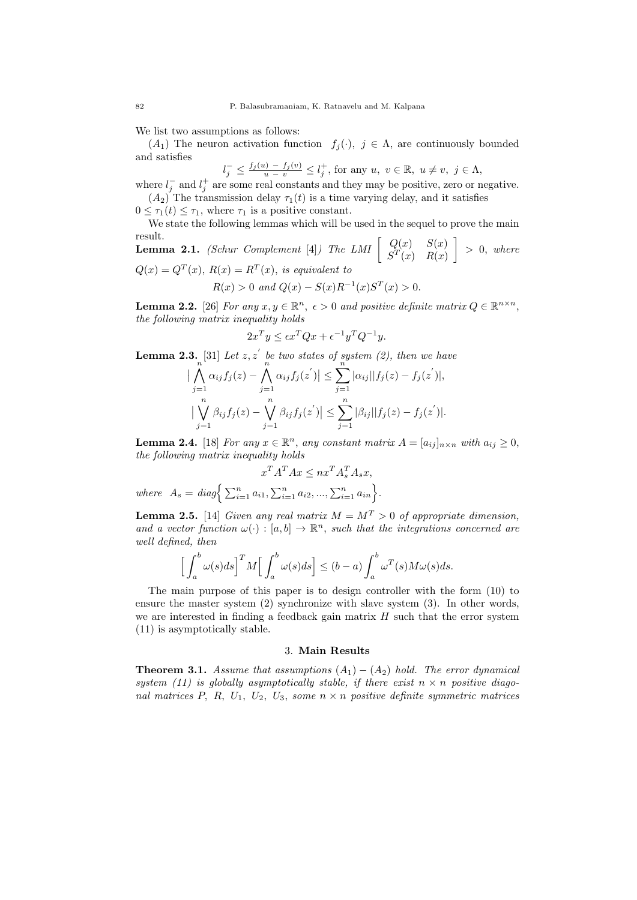We list two assumptions as follows:

$(A_1)$ The neuron activation function $f_j(\cdot),\ j \in \Lambda$, are continuously bounded and satisfies

$$l_j^- \leq \frac{f_j(u) - f_j(v)}{u - v} \leq l_j^+, \text{ for any } u,\ v \in \mathbb{R},\ u \neq v,\ j \in \Lambda,$$

where $l_j^-$ and $l_j^+$ are some real constants and they may be positive, zero or negative.

$(A_2)$ The transmission delay $\tau_1(t)$ is a time varying delay, and it satisfies $0 \leq \tau_1(t) \leq \tau_1$, where $\tau_1$ is a positive constant.

We state the following lemmas which will be used in the sequel to prove the main result.

**Lemma 2.1.** *(Schur Complement [4]) The LMI* $\begin{bmatrix} Q(x) & S(x) \\ S^T(x) & R(x) \end{bmatrix} > 0$, *where* $Q(x) = Q^T(x),\ R(x) = R^T(x)$, *is equivalent to*

$$R(x) > 0 \text{ and } Q(x) - S(x)R^{-1}(x)S^T(x) > 0.$$

**Lemma 2.2.** [26] *For any* $x, y \in \mathbb{R}^n,\ \epsilon > 0$ *and positive definite matrix* $Q \in \mathbb{R}^{n\times n}$, *the following matrix inequality holds*

$$2x^T y \leq \epsilon x^T Q x + \epsilon^{-1} y^T Q^{-1} y.$$

**Lemma 2.3.** [31] *Let* $z, z'$ *be two states of system (2), then we have*

$$\Big| \bigwedge_{j=1}^{n} \alpha_{ij} f_j(z) - \bigwedge_{j=1}^{n} \alpha_{ij} f_j(z') \Big| \leq \sum_{j=1}^{n} |\alpha_{ij}| |f_j(z) - f_j(z')|,$$

$$\Big| \bigvee_{j=1}^{n} \beta_{ij} f_j(z) - \bigvee_{j=1}^{n} \beta_{ij} f_j(z') \Big| \leq \sum_{j=1}^{n} |\beta_{ij}| |f_j(z) - f_j(z')|.$$

**Lemma 2.4.** [18] *For any* $x \in \mathbb{R}^n$, *any constant matrix* $A = [a_{ij}]_{n\times n}$ *with* $a_{ij} \geq 0$, *the following matrix inequality holds*

$$x^T A^T A x \leq n x^T A_s^T A_s x,$$

*where* $A_s = diag\Big\{ \sum_{i=1}^n a_{i1}, \sum_{i=1}^n a_{i2}, ..., \sum_{i=1}^n a_{in} \Big\}$.

**Lemma 2.5.** [14] *Given any real matrix* $M = M^T > 0$ *of appropriate dimension, and a vector function* $\omega(\cdot) : [a, b] \to \mathbb{R}^n$, *such that the integrations concerned are well defined, then*

$$\Big[ \int_a^b \omega(s) ds \Big]^T M \Big[ \int_a^b \omega(s) ds \Big] \leq (b - a) \int_a^b \omega^T(s) M \omega(s) ds.$$

The main purpose of this paper is to design controller with the form (10) to ensure the master system (2) synchronize with slave system (3). In other words, we are interested in finding a feedback gain matrix $H$ such that the error system (11) is asymptotically stable.

## 3. Main Results

**Theorem 3.1.** *Assume that assumptions* $(A_1) - (A_2)$ *hold. The error dynamical system (11) is globally asymptotically stable, if there exist* $n \times n$ *positive diagonal matrices* $P,\ R,\ U_1,\ U_2,\ U_3$, *some* $n \times n$ *positive definite symmetric matrices*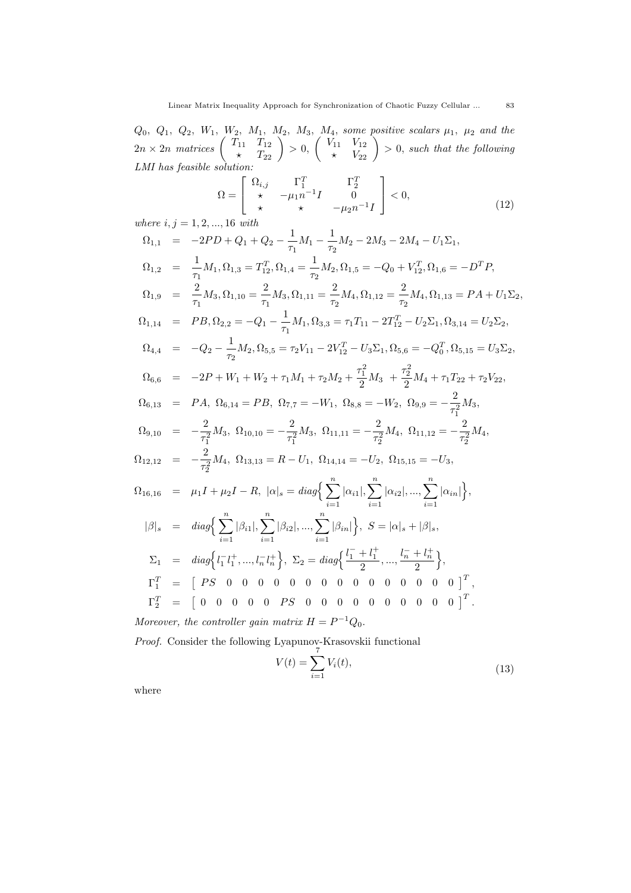$Q_0,\ Q_1,\ Q_2,\ W_1,\ W_2,\ M_1,\ M_2,\ M_3,\ M_4,$ *some positive scalars* $\mu_1,\ \mu_2$ *and the* $2n \times 2n$ *matrices* $\begin{pmatrix} T_{11} & T_{12} \\ \star & T_{22} \end{pmatrix} > 0,\ \begin{pmatrix} V_{11} & V_{12} \\ \star & V_{22} \end{pmatrix} > 0,$ *such that the following LMI has feasible solution:*

$$\Omega = \begin{bmatrix} \Omega_{i,j} & \Gamma_1^T & \Gamma_2^T \\ \star & -\mu_1 n^{-1} I & 0 \\ \star & \star & -\mu_2 n^{-1} I \end{bmatrix} < 0, \tag{12}$$

*where* $i, j = 1, 2, ..., 16$ *with*

$$
\begin{aligned}
\Omega_{1,1} &= -2PD + Q_1 + Q_2 - \frac{1}{\tau_1} M_1 - \frac{1}{\tau_2} M_2 - 2M_3 - 2M_4 - U_1 \Sigma_1, \\
\Omega_{1,2} &= \frac{1}{\tau_1} M_1, \Omega_{1,3} = T_{12}^T, \Omega_{1,4} = \frac{1}{\tau_2} M_2, \Omega_{1,5} = -Q_0 + V_{12}^T, \Omega_{1,6} = -D^T P, \\
\Omega_{1,9} &= \frac{2}{\tau_1} M_3, \Omega_{1,10} = \frac{2}{\tau_1} M_3, \Omega_{1,11} = \frac{2}{\tau_2} M_4, \Omega_{1,12} = \frac{2}{\tau_2} M_4, \Omega_{1,13} = PA + U_1 \Sigma_2, \\
\Omega_{1,14} &= PB, \Omega_{2,2} = -Q_1 - \frac{1}{\tau_1} M_1, \Omega_{3,3} = \tau_1 T_{11} - 2T_{12}^T - U_2 \Sigma_1, \Omega_{3,14} = U_2 \Sigma_2, \\
\Omega_{4,4} &= -Q_2 - \frac{1}{\tau_2} M_2, \Omega_{5,5} = \tau_2 V_{11} - 2V_{12}^T - U_3 \Sigma_1, \Omega_{5,6} = -Q_0^T, \Omega_{5,15} = U_3 \Sigma_2, \\
\Omega_{6,6} &= -2P + W_1 + W_2 + \tau_1 M_1 + \tau_2 M_2 + \frac{\tau_1^2}{2} M_3 + \frac{\tau_2^2}{2} M_4 + \tau_1 T_{22} + \tau_2 V_{22}, \\
\Omega_{6,13} &= PA,\ \Omega_{6,14} = PB,\ \Omega_{7,7} = -W_1,\ \Omega_{8,8} = -W_2,\ \Omega_{9,9} = -\frac{2}{\tau_1^2} M_3, \\
\Omega_{9,10} &= -\frac{2}{\tau_1^2} M_3,\ \Omega_{10,10} = -\frac{2}{\tau_1^2} M_3,\ \Omega_{11,11} = -\frac{2}{\tau_2^2} M_4,\ \Omega_{11,12} = -\frac{2}{\tau_2^2} M_4, \\
\Omega_{12,12} &= -\frac{2}{\tau_2^2} M_4,\ \Omega_{13,13} = R - U_1,\ \Omega_{14,14} = -U_2,\ \Omega_{15,15} = -U_3, \\
\Omega_{16,16} &= \mu_1 I + \mu_2 I - R,\ |\alpha|_s = diag\Big\{ \sum_{i=1}^n |\alpha_{i1}|, \sum_{i=1}^n |\alpha_{i2}|, ..., \sum_{i=1}^n |\alpha_{in}| \Big\}, \\
|\beta|_s &= diag\Big\{ \sum_{i=1}^n |\beta_{i1}|, \sum_{i=1}^n |\beta_{i2}|, ..., \sum_{i=1}^n |\beta_{in}| \Big\},\ S = |\alpha|_s + |\beta|_s, \\
\Sigma_1 &= diag\Big\{ l_1^- l_1^+, ..., l_n^- l_n^+ \Big\},\ \Sigma_2 = diag\Big\{ \frac{l_1^- + l_1^+}{2}, ..., \frac{l_n^- + l_n^+}{2} \Big\}, \\
\Gamma_1^T &= \begin{bmatrix} PS & 0 & 0 & 0 & 0 & 0 & 0 & 0 & 0 & 0 & 0 & 0 & 0 & 0 & 0 & 0 \end{bmatrix}^T, \\
\Gamma_2^T &= \begin{bmatrix} 0 & 0 & 0 & 0 & 0 & PS & 0 & 0 & 0 & 0 & 0 & 0 & 0 & 0 & 0 & 0 \end{bmatrix}^T.
\end{aligned}
$$

*Moreover, the controller gain matrix* $H = P^{-1} Q_0$.

*Proof.* Consider the following Lyapunov-Krasovskii functional

$$V(t) = \sum_{i=1}^{7} V_i(t), \tag{13}$$

where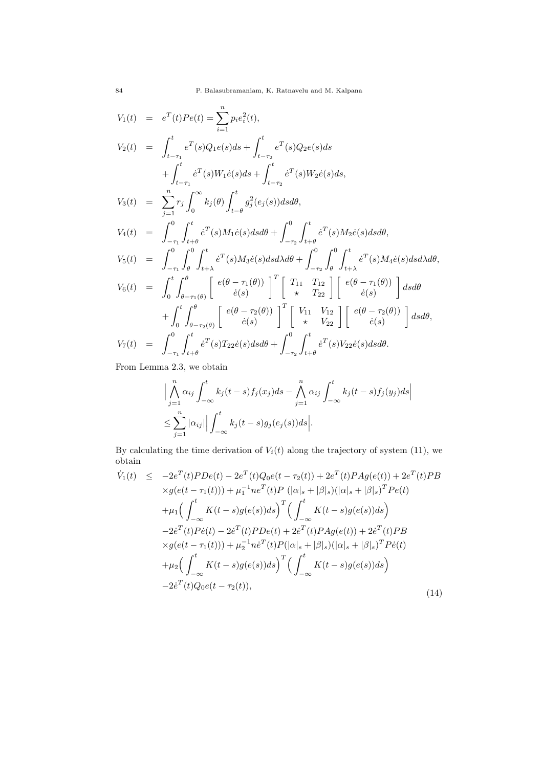$$
\begin{aligned}
V_1(t) &= e^T(t)Pe(t) = \sum_{i=1}^{n} p_i e_i^2(t),\\
V_2(t) &= \int_{t-\tau_1}^{t} e^T(s)Q_1e(s)ds + \int_{t-\tau_2}^{t} e^T(s)Q_2e(s)ds\\
&\quad + \int_{t-\tau_1}^{t} \dot{e}^T(s)W_1\dot{e}(s)ds + \int_{t-\tau_2}^{t} \dot{e}^T(s)W_2\dot{e}(s)ds,\\
V_3(t) &= \sum_{j=1}^{n} r_j \int_0^{\infty} k_j(\theta)\int_{t-\theta}^{t} g_j^2(e_j(s))dsd\theta,\\
V_4(t) &= \int_{-\tau_1}^{0}\int_{t+\theta}^{t} \dot{e}^T(s)M_1\dot{e}(s)dsd\theta + \int_{-\tau_2}^{0}\int_{t+\theta}^{t} \dot{e}^T(s)M_2\dot{e}(s)dsd\theta,\\
V_5(t) &= \int_{-\tau_1}^{0}\int_{\theta}^{0}\int_{t+\lambda}^{t} \dot{e}^T(s)M_3\dot{e}(s)dsd\lambda d\theta + \int_{-\tau_2}^{0}\int_{\theta}^{0}\int_{t+\lambda}^{t} \dot{e}^T(s)M_4\dot{e}(s)dsd\lambda d\theta,\\
V_6(t) &= \int_0^t \int_{\theta-\tau_1(\theta)}^{\theta} \begin{bmatrix} e(\theta-\tau_1(\theta)) \\ \dot{e}(s) \end{bmatrix}^T \begin{bmatrix} T_{11} & T_{12} \\ \star & T_{22} \end{bmatrix} \begin{bmatrix} e(\theta-\tau_1(\theta)) \\ \dot{e}(s) \end{bmatrix} dsd\theta\\
&\quad + \int_0^t \int_{\theta-\tau_2(\theta)}^{\theta} \begin{bmatrix} e(\theta-\tau_2(\theta)) \\ \dot{e}(s) \end{bmatrix}^T \begin{bmatrix} V_{11} & V_{12} \\ \star & V_{22} \end{bmatrix} \begin{bmatrix} e(\theta-\tau_2(\theta)) \\ \dot{e}(s) \end{bmatrix} dsd\theta,\\
V_7(t) &= \int_{-\tau_1}^{0}\int_{t+\theta}^{t} \dot{e}^T(s)T_{22}\dot{e}(s)dsd\theta + \int_{-\tau_2}^{0}\int_{t+\theta}^{t} \dot{e}^T(s)V_{22}\dot{e}(s)dsd\theta.
\end{aligned}
$$

From Lemma 2.3, we obtain

$$
\begin{aligned}
&\Big| \bigwedge_{j=1}^{n} \alpha_{ij} \int_{-\infty}^{t} k_j(t-s)f_j(x_j)ds - \bigwedge_{j=1}^{n} \alpha_{ij} \int_{-\infty}^{t} k_j(t-s)f_j(y_j)ds \Big|\\
&\le \sum_{j=1}^{n} |\alpha_{ij}| \Big| \int_{-\infty}^{t} k_j(t-s)g_j(e_j(s))ds \Big|.
\end{aligned}
$$

By calculating the time derivation of $V_i(t)$ along the trajectory of system (11), we obtain

$$
\begin{aligned}
\dot{V}_1(t) &\le -2e^T(t)PDe(t) - 2e^T(t)Q_0e(t-\tau_2(t)) + 2e^T(t)PAg(e(t)) + 2e^T(t)PB\\
&\quad \times g(e(t-\tau_1(t))) + \mu_1^{-1} n e^T(t)P\ (|\alpha|_s + |\beta|_s)(|\alpha|_s + |\beta|_s)^T Pe(t)\\
&\quad + \mu_1 \Big( \int_{-\infty}^{t} K(t-s)g(e(s))ds \Big)^T \Big( \int_{-\infty}^{t} K(t-s)g(e(s))ds \Big)\\
&\quad - 2\dot{e}^T(t)P\dot{e}(t) - 2\dot{e}^T(t)PDe(t) + 2\dot{e}^T(t)PAg(e(t)) + 2\dot{e}^T(t)PB\\
&\quad \times g(e(t-\tau_1(t))) + \mu_2^{-1} n\dot{e}^T(t)P(|\alpha|_s + |\beta|_s)(|\alpha|_s + |\beta|_s)^T P\dot{e}(t)\\
&\quad + \mu_2 \Big( \int_{-\infty}^{t} K(t-s)g(e(s))ds \Big)^T \Big( \int_{-\infty}^{t} K(t-s)g(e(s))ds \Big)\\
&\quad - 2\dot{e}^T(t)Q_0e(t-\tau_2(t)),
\end{aligned} \tag{14}
$$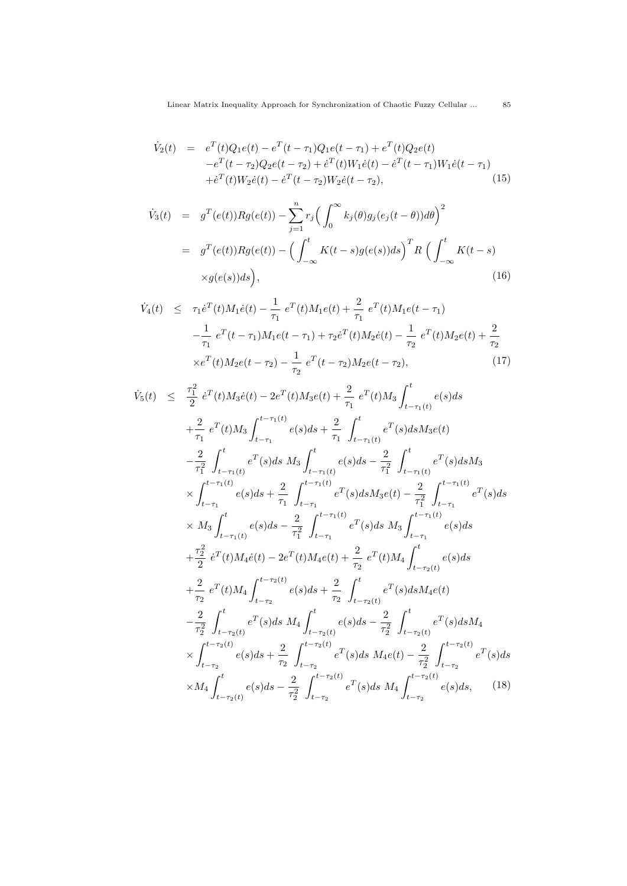$$
\begin{aligned}
\dot{V}_2(t) &= e^T(t)Q_1e(t) - e^T(t-\tau_1)Q_1e(t-\tau_1) + e^T(t)Q_2e(t) \\
&\quad - e^T(t-\tau_2)Q_2e(t-\tau_2) + \dot{e}^T(t)W_1\dot{e}(t) - \dot{e}^T(t-\tau_1)W_1\dot{e}(t-\tau_1) \\
&\quad + \dot{e}^T(t)W_2\dot{e}(t) - \dot{e}^T(t-\tau_2)W_2\dot{e}(t-\tau_2), \qquad (15)
\end{aligned}
$$

$$
\begin{aligned}
\dot{V}_3(t) &= g^T(e(t))Rg(e(t)) - \sum_{j=1}^{n} r_j\Big(\int_0^\infty k_j(\theta)g_j(e_j(t-\theta))d\theta\Big)^2 \\
&= g^T(e(t))Rg(e(t)) - \Big(\int_{-\infty}^{t} K(t-s)g(e(s))ds\Big)^T R\, \Big(\int_{-\infty}^{t} K(t-s) \\
&\quad \times g(e(s))ds\Big), \qquad (16)
\end{aligned}
$$

$$
\begin{aligned}
\dot{V}_4(t) &\le \tau_1\dot{e}^T(t)M_1\dot{e}(t) - \frac{1}{\tau_1}\, e^T(t)M_1e(t) + \frac{2}{\tau_1}\, e^T(t)M_1e(t-\tau_1) \\
&\quad - \frac{1}{\tau_1}\, e^T(t-\tau_1)M_1e(t-\tau_1) + \tau_2\dot{e}^T(t)M_2\dot{e}(t) - \frac{1}{\tau_2}\, e^T(t)M_2e(t) + \frac{2}{\tau_2} \\
&\quad \times e^T(t)M_2e(t-\tau_2) - \frac{1}{\tau_2}\, e^T(t-\tau_2)M_2e(t-\tau_2), \qquad (17)
\end{aligned}
$$

$$
\begin{aligned}
\dot{V}_5(t) &\le \frac{\tau_1^2}{2}\,\dot{e}^T(t)M_3\dot{e}(t) - 2e^T(t)M_3e(t) + \frac{2}{\tau_1}\, e^T(t)M_3\int_{t-\tau_1(t)}^{t} e(s)ds \\
&\quad + \frac{2}{\tau_1}\, e^T(t)M_3\int_{t-\tau_1}^{t-\tau_1(t)} e(s)ds + \frac{2}{\tau_1}\int_{t-\tau_1(t)}^{t} e^T(s)dsM_3e(t) \\
&\quad - \frac{2}{\tau_1^2}\int_{t-\tau_1(t)}^{t} e^T(s)ds\, M_3\int_{t-\tau_1(t)}^{t} e(s)ds - \frac{2}{\tau_1^2}\int_{t-\tau_1(t)}^{t} e^T(s)dsM_3 \\
&\quad \times \int_{t-\tau_1}^{t-\tau_1(t)} e(s)ds + \frac{2}{\tau_1}\int_{t-\tau_1}^{t-\tau_1(t)} e^T(s)dsM_3e(t) - \frac{2}{\tau_1^2}\int_{t-\tau_1}^{t-\tau_1(t)} e^T(s)ds \\
&\quad \times\, M_3\int_{t-\tau_1(t)}^{t} e(s)ds - \frac{2}{\tau_1^2}\int_{t-\tau_1}^{t-\tau_1(t)} e^T(s)ds\, M_3\int_{t-\tau_1}^{t-\tau_1(t)} e(s)ds \\
&\quad + \frac{\tau_2^2}{2}\,\dot{e}^T(t)M_4\dot{e}(t) - 2e^T(t)M_4e(t) + \frac{2}{\tau_2}\, e^T(t)M_4\int_{t-\tau_2(t)}^{t} e(s)ds \\
&\quad + \frac{2}{\tau_2}\, e^T(t)M_4\int_{t-\tau_2}^{t-\tau_2(t)} e(s)ds + \frac{2}{\tau_2}\int_{t-\tau_2(t)}^{t} e^T(s)dsM_4e(t) \\
&\quad - \frac{2}{\tau_2^2}\int_{t-\tau_2(t)}^{t} e^T(s)ds\, M_4\int_{t-\tau_2(t)}^{t} e(s)ds - \frac{2}{\tau_2^2}\int_{t-\tau_2(t)}^{t} e^T(s)dsM_4 \\
&\quad \times \int_{t-\tau_2}^{t-\tau_2(t)} e(s)ds + \frac{2}{\tau_2}\int_{t-\tau_2}^{t-\tau_2(t)} e^T(s)ds\, M_4e(t) - \frac{2}{\tau_2^2}\int_{t-\tau_2}^{t-\tau_2(t)} e^T(s)ds \\
&\quad \times M_4\int_{t-\tau_2(t)}^{t} e(s)ds - \frac{2}{\tau_2^2}\int_{t-\tau_2}^{t-\tau_2(t)} e^T(s)ds\, M_4\int_{t-\tau_2}^{t-\tau_2(t)} e(s)ds, \qquad (18)
\end{aligned}
$$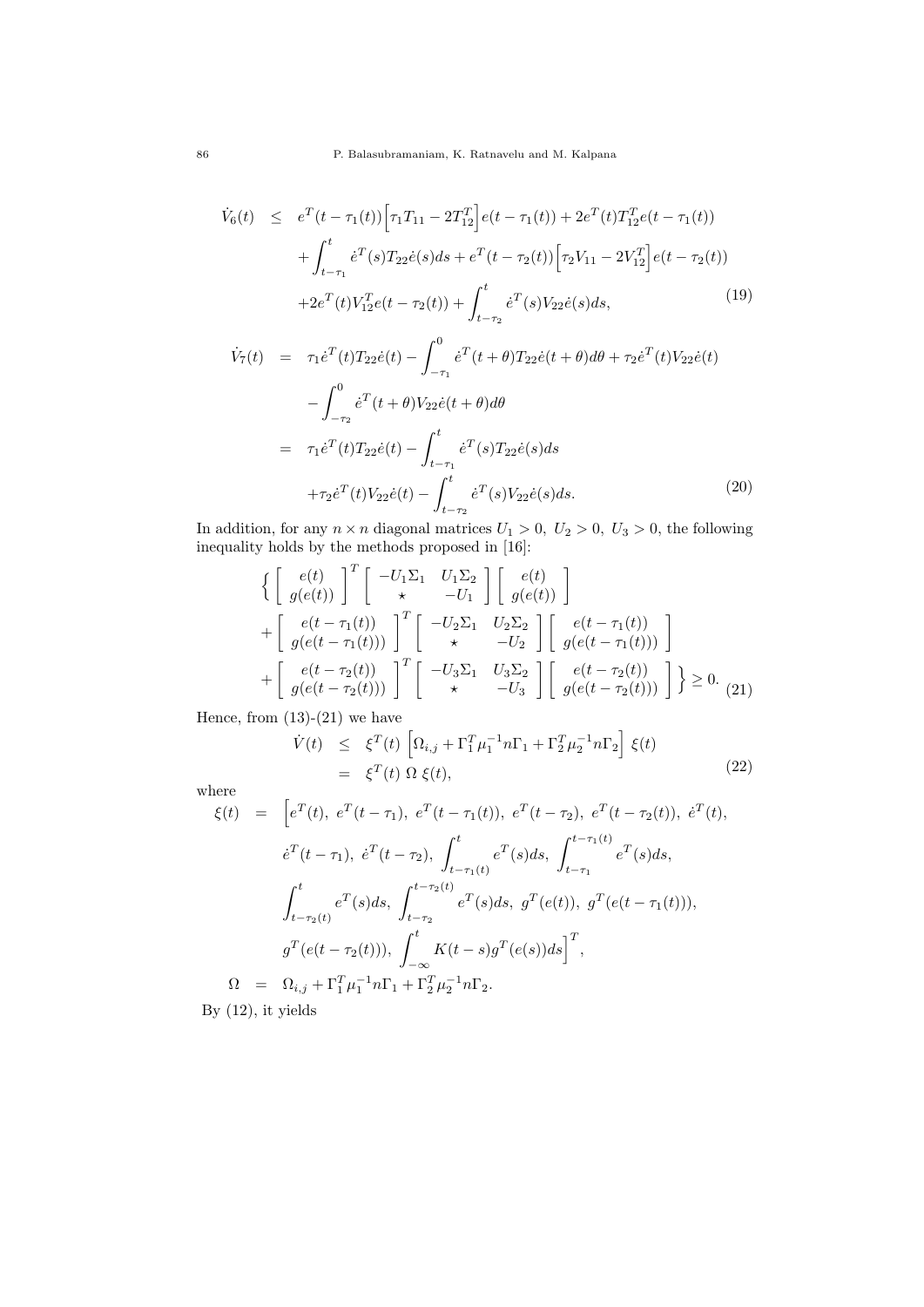$$
\begin{aligned}
\dot{V}_6(t) \;\leq\;& e^T(t-\tau_1(t))\Big[\tau_1 T_{11} - 2T_{12}^T\Big]e(t-\tau_1(t)) + 2e^T(t)T_{12}^T e(t-\tau_1(t)) \\
&+ \int_{t-\tau_1}^{t} \dot{e}^T(s)T_{22}\dot{e}(s)ds + e^T(t-\tau_2(t))\Big[\tau_2 V_{11} - 2V_{12}^T\Big]e(t-\tau_2(t)) \\
&+ 2e^T(t)V_{12}^T e(t-\tau_2(t)) + \int_{t-\tau_2}^{t} \dot{e}^T(s)V_{22}\dot{e}(s)ds,
\end{aligned} \tag{19}
$$

$$
\begin{aligned}
\dot{V}_7(t) \;=\;& \tau_1 \dot{e}^T(t)T_{22}\dot{e}(t) - \int_{-\tau_1}^{0} \dot{e}^T(t+\theta)T_{22}\dot{e}(t+\theta)d\theta + \tau_2 \dot{e}^T(t)V_{22}\dot{e}(t) \\
&- \int_{-\tau_2}^{0} \dot{e}^T(t+\theta)V_{22}\dot{e}(t+\theta)d\theta \\
=\;& \tau_1 \dot{e}^T(t)T_{22}\dot{e}(t) - \int_{t-\tau_1}^{t} \dot{e}^T(s)T_{22}\dot{e}(s)ds \\
&+ \tau_2 \dot{e}^T(t)V_{22}\dot{e}(t) - \int_{t-\tau_2}^{t} \dot{e}^T(s)V_{22}\dot{e}(s)ds.
\end{aligned} \tag{20}
$$

In addition, for any $n \times n$ diagonal matrices $U_1 > 0,\ U_2 > 0,\ U_3 > 0$, the following inequality holds by the methods proposed in [16]:

$$
\begin{aligned}
&\Bigg\{ \begin{bmatrix} e(t) \\ g(e(t)) \end{bmatrix}^T \begin{bmatrix} -U_1\Sigma_1 & U_1\Sigma_2 \\ \star & -U_1 \end{bmatrix} \begin{bmatrix} e(t) \\ g(e(t)) \end{bmatrix} \\
&+ \begin{bmatrix} e(t-\tau_1(t)) \\ g(e(t-\tau_1(t))) \end{bmatrix}^T \begin{bmatrix} -U_2\Sigma_1 & U_2\Sigma_2 \\ \star & -U_2 \end{bmatrix} \begin{bmatrix} e(t-\tau_1(t)) \\ g(e(t-\tau_1(t))) \end{bmatrix} \\
&+ \begin{bmatrix} e(t-\tau_2(t)) \\ g(e(t-\tau_2(t))) \end{bmatrix}^T \begin{bmatrix} -U_3\Sigma_1 & U_3\Sigma_2 \\ \star & -U_3 \end{bmatrix} \begin{bmatrix} e(t-\tau_2(t)) \\ g(e(t-\tau_2(t))) \end{bmatrix} \Bigg\} \geq 0.
\end{aligned} \tag{21}
$$

Hence, from (13)-(21) we have

$$
\begin{aligned}
\dot{V}(t) \;\leq\;& \xi^T(t)\,\Big[\Omega_{i,j} + \Gamma_1^T \mu_1^{-1} n \Gamma_1 + \Gamma_2^T \mu_2^{-1} n \Gamma_2\Big]\,\xi(t) \\
=\;& \xi^T(t)\;\Omega\;\xi(t),
\end{aligned} \tag{22}
$$

where

$$
\begin{aligned}
\xi(t) \;=\;& \Big[e^T(t),\ e^T(t-\tau_1),\ e^T(t-\tau_1(t)),\ e^T(t-\tau_2),\ e^T(t-\tau_2(t)),\ \dot{e}^T(t), \\
& \dot{e}^T(t-\tau_1),\ \dot{e}^T(t-\tau_2),\ \int_{t-\tau_1(t)}^{t} e^T(s)ds,\ \int_{t-\tau_1}^{t-\tau_1(t)} e^T(s)ds, \\
& \int_{t-\tau_2(t)}^{t} e^T(s)ds,\ \int_{t-\tau_2}^{t-\tau_2(t)} e^T(s)ds,\ g^T(e(t)),\ g^T(e(t-\tau_1(t))), \\
& g^T(e(t-\tau_2(t))),\ \int_{-\infty}^{t} K(t-s)g^T(e(s))ds\Big]^T, \\
\Omega \;=\;& \Omega_{i,j} + \Gamma_1^T \mu_1^{-1} n \Gamma_1 + \Gamma_2^T \mu_2^{-1} n \Gamma_2.
\end{aligned}
$$

By (12), it yields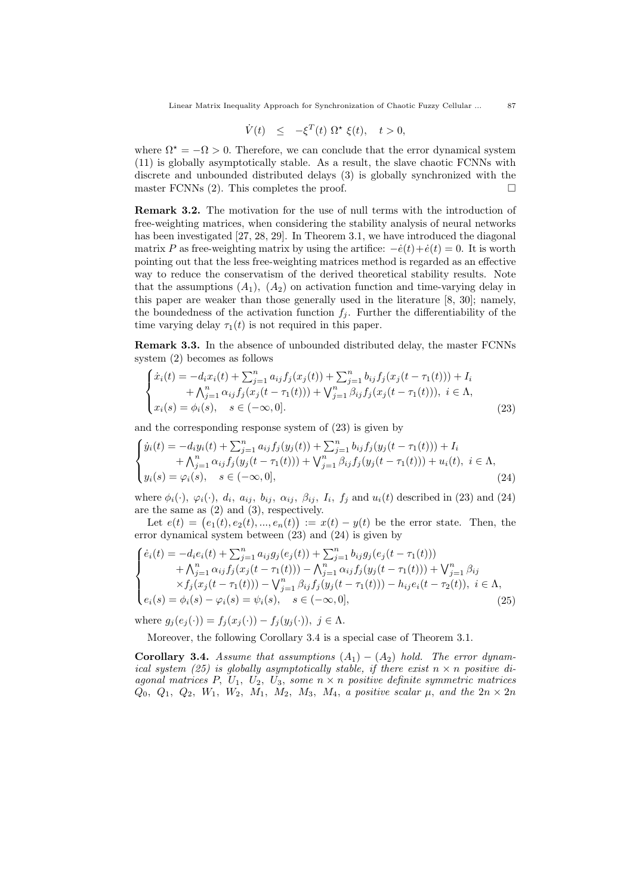$$\dot{V}(t) \quad \leq \quad -\xi^T(t)\ \Omega^{\star}\ \xi(t), \quad t > 0,$$

where $\Omega^{\star} = -\Omega > 0$. Therefore, we can conclude that the error dynamical system (11) is globally asymptotically stable. As a result, the slave chaotic FCNNs with discrete and unbounded distributed delays (3) is globally synchronized with the master FCNNs (2). This completes the proof. $\square$

**Remark 3.2.** The motivation for the use of null terms with the introduction of free-weighting matrices, when considering the stability analysis of neural networks has been investigated [27, 28, 29]. In Theorem 3.1, we have introduced the diagonal matrix $P$ as free-weighting matrix by using the artifice: $-\dot{e}(t)+\dot{e}(t) = 0$. It is worth pointing out that the less free-weighting matrices method is regarded as an effective way to reduce the conservatism of the derived theoretical stability results. Note that the assumptions $(A_1)$, $(A_2)$ on activation function and time-varying delay in this paper are weaker than those generally used in the literature [8, 30]; namely, the boundedness of the activation function $f_j$. Further the differentiability of the time varying delay $\tau_1(t)$ is not required in this paper.

**Remark 3.3.** In the absence of unbounded distributed delay, the master FCNNs system (2) becomes as follows

$$\begin{cases} \dot{x}_i(t) = -d_i x_i(t) + \sum_{j=1}^n a_{ij} f_j(x_j(t)) + \sum_{j=1}^n b_{ij} f_j(x_j(t-\tau_1(t))) + I_i \\ \qquad + \bigwedge_{j=1}^n \alpha_{ij} f_j(x_j(t-\tau_1(t))) + \bigvee_{j=1}^n \beta_{ij} f_j(x_j(t-\tau_1(t))),\ i \in \Lambda, \\ x_i(s) = \phi_i(s), \quad s \in (-\infty, 0]. \end{cases} \tag{23}$$

and the corresponding response system of (23) is given by

$$\begin{cases} \dot{y}_i(t) = -d_i y_i(t) + \sum_{j=1}^n a_{ij} f_j(y_j(t)) + \sum_{j=1}^n b_{ij} f_j(y_j(t-\tau_1(t))) + I_i \\ \qquad + \bigwedge_{j=1}^n \alpha_{ij} f_j(y_j(t-\tau_1(t))) + \bigvee_{j=1}^n \beta_{ij} f_j(y_j(t-\tau_1(t))) + u_i(t),\ i \in \Lambda, \\ y_i(s) = \varphi_i(s), \quad s \in (-\infty, 0], \end{cases} \tag{24}$$

where $\phi_i(\cdot)$, $\varphi_i(\cdot)$, $d_i$, $a_{ij}$, $b_{ij}$, $\alpha_{ij}$, $\beta_{ij}$, $I_i$, $f_j$ and $u_i(t)$ described in (23) and (24) are the same as (2) and (3), respectively.

Let $e(t) = \big(e_1(t), e_2(t), ..., e_n(t)\big) := x(t) - y(t)$ be the error state. Then, the error dynamical system between (23) and (24) is given by

$$\begin{cases} \dot{e}_i(t) = -d_i e_i(t) + \sum_{j=1}^n a_{ij} g_j(e_j(t)) + \sum_{j=1}^n b_{ij} g_j(e_j(t-\tau_1(t))) \\ \qquad + \bigwedge_{j=1}^n \alpha_{ij} f_j(x_j(t-\tau_1(t))) - \bigwedge_{j=1}^n \alpha_{ij} f_j(y_j(t-\tau_1(t))) + \bigvee_{j=1}^n \beta_{ij} \\ \qquad \times f_j(x_j(t-\tau_1(t))) - \bigvee_{j=1}^n \beta_{ij} f_j(y_j(t-\tau_1(t))) - h_{ij} e_i(t-\tau_2(t)),\ i \in \Lambda, \\ e_i(s) = \phi_i(s) - \varphi_i(s) = \psi_i(s), \quad s \in (-\infty, 0], \end{cases} \tag{25}$$

where $g_j(e_j(\cdot)) = f_j(x_j(\cdot)) - f_j(y_j(\cdot)),\ j \in \Lambda$.

Moreover, the following Corollary 3.4 is a special case of Theorem 3.1.

**Corollary 3.4.** *Assume that assumptions $(A_1) - (A_2)$ hold. The error dynamical system (25) is globally asymptotically stable, if there exist $n \times n$ positive diagonal matrices $P$, $U_1$, $U_2$, $U_3$, some $n \times n$ positive definite symmetric matrices $Q_0$, $Q_1$, $Q_2$, $W_1$, $W_2$, $M_1$, $M_2$, $M_3$, $M_4$, a positive scalar $\mu$, and the $2n \times 2n$*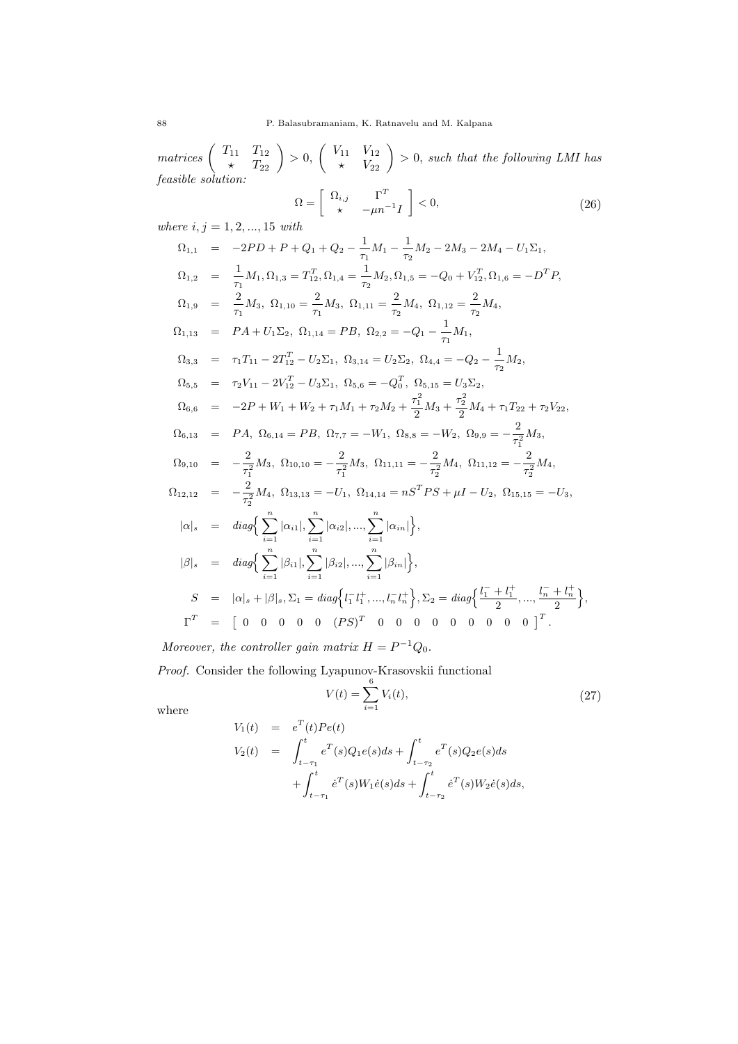*matrices* $\begin{pmatrix} T_{11} & T_{12} \\ \star & T_{22} \end{pmatrix} > 0$, $\begin{pmatrix} V_{11} & V_{12} \\ \star & V_{22} \end{pmatrix} > 0$, *such that the following LMI has feasible solution:*

$$\Omega = \begin{bmatrix} \Omega_{i,j} & \Gamma^T \\ \star & -\mu n^{-1} I \end{bmatrix} < 0, \tag{26}$$

*where* $i, j = 1, 2, ..., 15$ *with*

$$\begin{aligned}
\Omega_{1,1} &= -2PD + P + Q_1 + Q_2 - \frac{1}{\tau_1}M_1 - \frac{1}{\tau_2}M_2 - 2M_3 - 2M_4 - U_1\Sigma_1, \\
\Omega_{1,2} &= \frac{1}{\tau_1}M_1, \Omega_{1,3} = T_{12}^T, \Omega_{1,4} = \frac{1}{\tau_2}M_2, \Omega_{1,5} = -Q_0 + V_{12}^T, \Omega_{1,6} = -D^T P, \\
\Omega_{1,9} &= \frac{2}{\tau_1}M_3,\ \Omega_{1,10} = \frac{2}{\tau_1}M_3,\ \Omega_{1,11} = \frac{2}{\tau_2}M_4,\ \Omega_{1,12} = \frac{2}{\tau_2}M_4, \\
\Omega_{1,13} &= PA + U_1\Sigma_2,\ \Omega_{1,14} = PB,\ \Omega_{2,2} = -Q_1 - \frac{1}{\tau_1}M_1, \\
\Omega_{3,3} &= \tau_1 T_{11} - 2T_{12}^T - U_2\Sigma_1,\ \Omega_{3,14} = U_2\Sigma_2,\ \Omega_{4,4} = -Q_2 - \frac{1}{\tau_2}M_2, \\
\Omega_{5,5} &= \tau_2 V_{11} - 2V_{12}^T - U_3\Sigma_1,\ \Omega_{5,6} = -Q_0^T,\ \Omega_{5,15} = U_3\Sigma_2, \\
\Omega_{6,6} &= -2P + W_1 + W_2 + \tau_1 M_1 + \tau_2 M_2 + \frac{\tau_1^2}{2}M_3 + \frac{\tau_2^2}{2}M_4 + \tau_1 T_{22} + \tau_2 V_{22}, \\
\Omega_{6,13} &= PA,\ \Omega_{6,14} = PB,\ \Omega_{7,7} = -W_1,\ \Omega_{8,8} = -W_2,\ \Omega_{9,9} = -\frac{2}{\tau_1^2}M_3, \\
\Omega_{9,10} &= -\frac{2}{\tau_1^2}M_3,\ \Omega_{10,10} = -\frac{2}{\tau_1^2}M_3,\ \Omega_{11,11} = -\frac{2}{\tau_2^2}M_4,\ \Omega_{11,12} = -\frac{2}{\tau_2^2}M_4, \\
\Omega_{12,12} &= -\frac{2}{\tau_2^2}M_4,\ \Omega_{13,13} = -U_1,\ \Omega_{14,14} = nS^T PS + \mu I - U_2,\ \Omega_{15,15} = -U_3, \\
|\alpha|_s &= diag\Big\{ \sum_{i=1}^n |\alpha_{i1}|, \sum_{i=1}^n |\alpha_{i2}|, ..., \sum_{i=1}^n |\alpha_{in}| \Big\}, \\
|\beta|_s &= diag\Big\{ \sum_{i=1}^n |\beta_{i1}|, \sum_{i=1}^n |\beta_{i2}|, ..., \sum_{i=1}^n |\beta_{in}| \Big\}, \\
S &= |\alpha|_s + |\beta|_s, \Sigma_1 = diag\Big\{ l_1^- l_1^+, ..., l_n^- l_n^+ \Big\}, \Sigma_2 = diag\Big\{ \frac{l_1^- + l_1^+}{2}, ..., \frac{l_n^- + l_n^+}{2} \Big\}, \\
\Gamma^T &= \begin{bmatrix} 0 & 0 & 0 & 0 & 0 & (PS)^T & 0 & 0 & 0 & 0 & 0 & 0 & 0 & 0 & 0 \end{bmatrix}^T.
\end{aligned}$$

*Moreover, the controller gain matrix* $H = P^{-1}Q_0$.

*Proof.* Consider the following Lyapunov-Krasovskii functional

$$V(t) = \sum_{i=1}^6 V_i(t), \tag{27}$$

where

$$\begin{aligned}
V_1(t) &= e^T(t)Pe(t) \\
V_2(t) &= \int_{t-\tau_1}^t e^T(s)Q_1 e(s)ds + \int_{t-\tau_2}^t e^T(s)Q_2 e(s)ds \\
&\quad + \int_{t-\tau_1}^t \dot{e}^T(s)W_1\dot{e}(s)ds + \int_{t-\tau_2}^t \dot{e}^T(s)W_2\dot{e}(s)ds,
\end{aligned}$$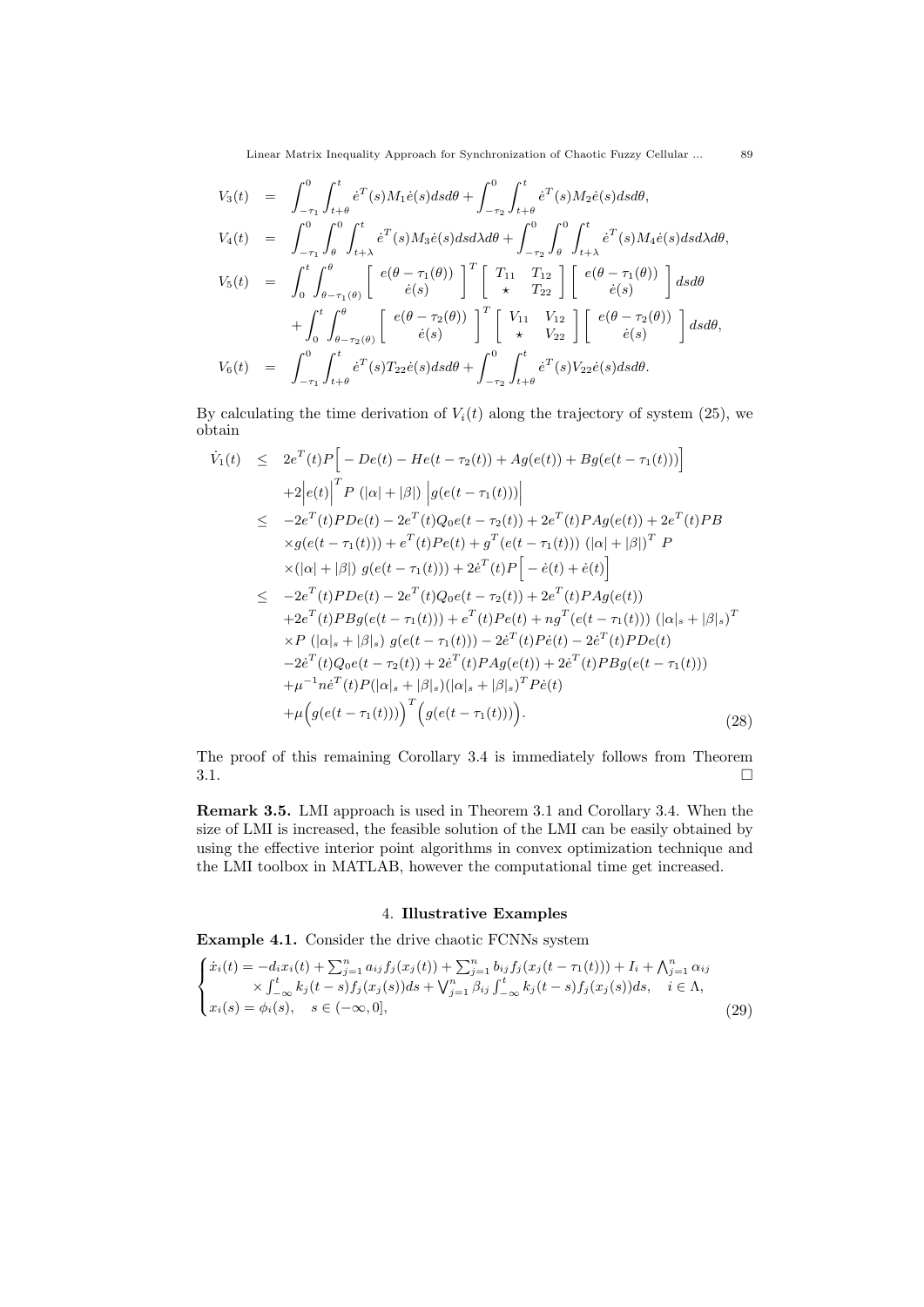$$
\begin{aligned}
V_3(t) &= \int_{-\tau_1}^{0}\int_{t+\theta}^{t} \dot{e}^T(s)M_1\dot{e}(s)dsd\theta + \int_{-\tau_2}^{0}\int_{t+\theta}^{t} \dot{e}^T(s)M_2\dot{e}(s)dsd\theta,\\
V_4(t) &= \int_{-\tau_1}^{0}\int_{\theta}^{0}\int_{t+\lambda}^{t} \dot{e}^T(s)M_3\dot{e}(s)dsd\lambda d\theta + \int_{-\tau_2}^{0}\int_{\theta}^{0}\int_{t+\lambda}^{t} \dot{e}^T(s)M_4\dot{e}(s)dsd\lambda d\theta,\\
V_5(t) &= \int_{0}^{t}\int_{\theta-\tau_1(\theta)}^{\theta} \begin{bmatrix} e(\theta-\tau_1(\theta))\\ \dot{e}(s)\end{bmatrix}^T \begin{bmatrix} T_{11} & T_{12}\\ \star & T_{22}\end{bmatrix} \begin{bmatrix} e(\theta-\tau_1(\theta))\\ \dot{e}(s)\end{bmatrix} dsd\theta\\
&\quad + \int_{0}^{t}\int_{\theta-\tau_2(\theta)}^{\theta} \begin{bmatrix} e(\theta-\tau_2(\theta))\\ \dot{e}(s)\end{bmatrix}^T \begin{bmatrix} V_{11} & V_{12}\\ \star & V_{22}\end{bmatrix} \begin{bmatrix} e(\theta-\tau_2(\theta))\\ \dot{e}(s)\end{bmatrix} dsd\theta,\\
V_6(t) &= \int_{-\tau_1}^{0}\int_{t+\theta}^{t} \dot{e}^T(s)T_{22}\dot{e}(s)dsd\theta + \int_{-\tau_2}^{0}\int_{t+\theta}^{t} \dot{e}^T(s)V_{22}\dot{e}(s)dsd\theta.
\end{aligned}
$$

By calculating the time derivation of $V_i(t)$ along the trajectory of system (25), we obtain

$$
\begin{aligned}
\dot{V}_1(t) &\leq 2e^T(t)P\Big[-De(t) - He(t-\tau_2(t)) + Ag(e(t)) + Bg(e(t-\tau_1(t)))\Big]\\
&\quad + 2\Big|e(t)\Big|^T P\;(|\alpha|+|\beta|)\;\Big|g(e(t-\tau_1(t)))\Big|\\
&\leq -2e^T(t)PDe(t) - 2e^T(t)Q_0e(t-\tau_2(t)) + 2e^T(t)PAg(e(t)) + 2e^T(t)PB\\
&\quad \times g(e(t-\tau_1(t))) + e^T(t)Pe(t) + g^T(e(t-\tau_1(t)))\;(|\alpha|+|\beta|)^T\;P\\
&\quad \times(|\alpha|+|\beta|)\;g(e(t-\tau_1(t))) + 2\dot{e}^T(t)P\Big[-\dot{e}(t)+\dot{e}(t)\Big]\\
&\leq -2e^T(t)PDe(t) - 2e^T(t)Q_0e(t-\tau_2(t)) + 2e^T(t)PAg(e(t))\\
&\quad + 2e^T(t)PBg(e(t-\tau_1(t))) + e^T(t)Pe(t) + ng^T(e(t-\tau_1(t)))\;(|\alpha|_s+|\beta|_s)^T\\
&\quad \times P\;(|\alpha|_s+|\beta|_s)\;g(e(t-\tau_1(t))) - 2\dot{e}^T(t)P\dot{e}(t) - 2\dot{e}^T(t)PDe(t)\\
&\quad - 2\dot{e}^T(t)Q_0e(t-\tau_2(t)) + 2\dot{e}^T(t)PAg(e(t)) + 2\dot{e}^T(t)PBg(e(t-\tau_1(t)))\\
&\quad + \mu^{-1}n\dot{e}^T(t)P(|\alpha|_s+|\beta|_s)(|\alpha|_s+|\beta|_s)^TP\dot{e}(t)\\
&\quad + \mu\Big(g(e(t-\tau_1(t)))\Big)^T\Big(g(e(t-\tau_1(t)))\Big).
\end{aligned}
\tag{28}
$$

The proof of this remaining Corollary 3.4 is immediately follows from Theorem 3.1. $\square$

**Remark 3.5.** LMI approach is used in Theorem 3.1 and Corollary 3.4. When the size of LMI is increased, the feasible solution of the LMI can be easily obtained by using the effective interior point algorithms in convex optimization technique and the LMI toolbox in MATLAB, however the computational time get increased.

## 4. Illustrative Examples

**Example 4.1.** Consider the drive chaotic FCNNs system

$$
\begin{cases}
\dot{x}_i(t) = -d_ix_i(t) + \sum_{j=1}^{n} a_{ij}f_j(x_j(t)) + \sum_{j=1}^{n} b_{ij}f_j(x_j(t-\tau_1(t))) + I_i + \bigwedge_{j=1}^{n}\alpha_{ij}\\
\qquad \times \int_{-\infty}^{t} k_j(t-s)f_j(x_j(s))ds + \bigvee_{j=1}^{n}\beta_{ij}\int_{-\infty}^{t} k_j(t-s)f_j(x_j(s))ds, \quad i\in\Lambda,\\
x_i(s) = \phi_i(s), \quad s\in(-\infty,0],
\end{cases}
\tag{29}
$$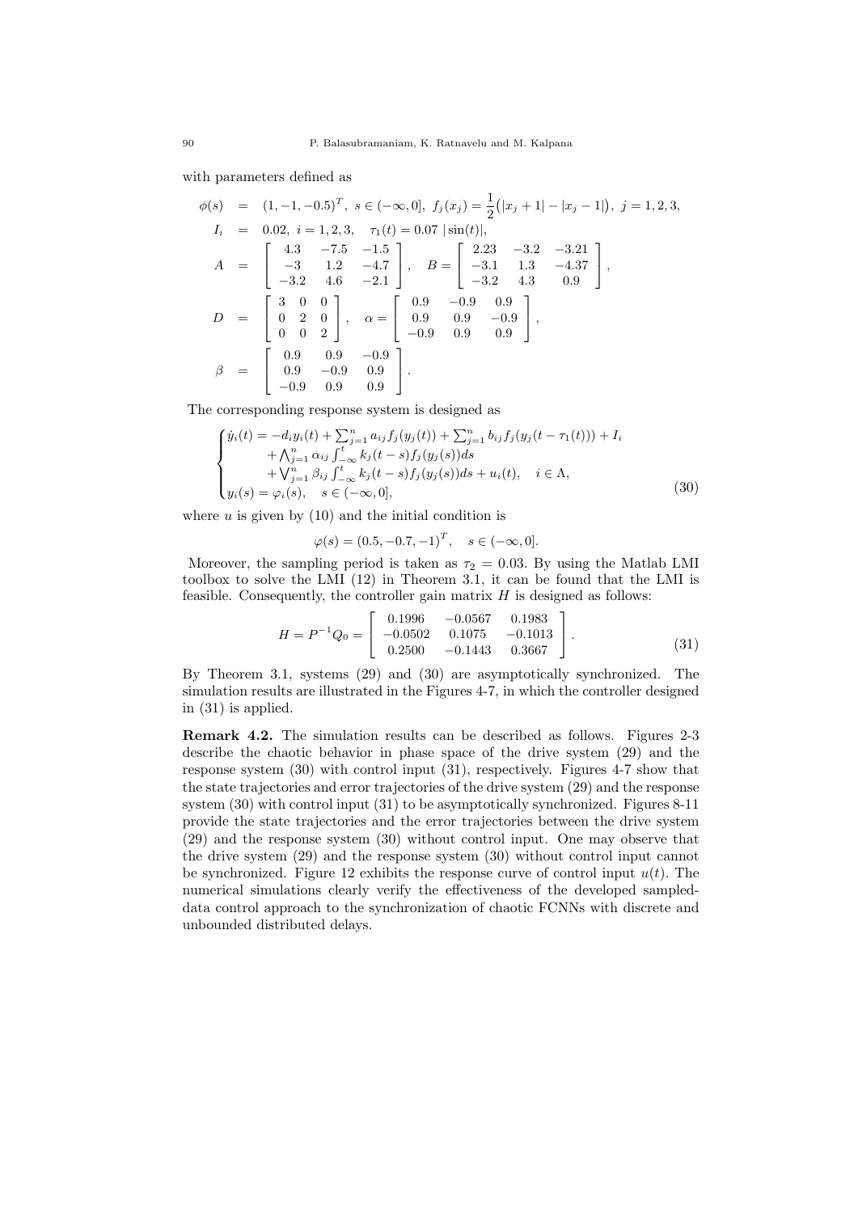with parameters defined as

$$
\begin{aligned}
\phi(s) &= (1,-1,-0.5)^T,\ s\in(-\infty,0],\ f_j(x_j)=\frac{1}{2}\big(|x_j+1|-|x_j-1|\big),\ j=1,2,3,\\
I_i &= 0.02,\ i=1,2,3,\quad \tau_1(t)=0.07\ |\sin(t)|,\\
A &= \begin{bmatrix} 4.3 & -7.5 & -1.5\\ -3 & 1.2 & -4.7\\ -3.2 & 4.6 & -2.1\end{bmatrix},\quad B=\begin{bmatrix} 2.23 & -3.2 & -3.21\\ -3.1 & 1.3 & -4.37\\ -3.2 & 4.3 & 0.9\end{bmatrix},\\
D &= \begin{bmatrix} 3 & 0 & 0\\ 0 & 2 & 0\\ 0 & 0 & 2\end{bmatrix},\quad \alpha=\begin{bmatrix} 0.9 & -0.9 & 0.9\\ 0.9 & 0.9 & -0.9\\ -0.9 & 0.9 & 0.9\end{bmatrix},\\
\beta &= \begin{bmatrix} 0.9 & 0.9 & -0.9\\ 0.9 & -0.9 & 0.9\\ -0.9 & 0.9 & 0.9\end{bmatrix}.
\end{aligned}
$$

The corresponding response system is designed as

$$
\begin{cases}
\dot{y}_i(t) = -d_i y_i(t) + \sum_{j=1}^{n} a_{ij} f_j(y_j(t)) + \sum_{j=1}^{n} b_{ij} f_j(y_j(t-\tau_1(t))) + I_i\\
\qquad + \bigwedge_{j=1}^{n} \alpha_{ij}\int_{-\infty}^{t} k_j(t-s) f_j(y_j(s))ds\\
\qquad + \bigvee_{j=1}^{n} \beta_{ij}\int_{-\infty}^{t} k_j(t-s) f_j(y_j(s))ds + u_i(t),\quad i\in\Lambda,\\
y_i(s)=\varphi_i(s),\quad s\in(-\infty,0],
\end{cases}
\tag{30}
$$

where $u$ is given by (10) and the initial condition is

$$
\varphi(s)=(0.5,-0.7,-1)^T,\quad s\in(-\infty,0].
$$

Moreover, the sampling period is taken as $\tau_2 = 0.03$. By using the Matlab LMI toolbox to solve the LMI (12) in Theorem 3.1, it can be found that the LMI is feasible. Consequently, the controller gain matrix $H$ is designed as follows:

$$
H = P^{-1}Q_0 = \begin{bmatrix} 0.1996 & -0.0567 & 0.1983\\ -0.0502 & 0.1075 & -0.1013\\ 0.2500 & -0.1443 & 0.3667\end{bmatrix}.
\tag{31}
$$

By Theorem 3.1, systems (29) and (30) are asymptotically synchronized. The simulation results are illustrated in the Figures 4-7, in which the controller designed in (31) is applied.

**Remark 4.2.** The simulation results can be described as follows. Figures 2-3 describe the chaotic behavior in phase space of the drive system (29) and the response system (30) with control input (31), respectively. Figures 4-7 show that the state trajectories and error trajectories of the drive system (29) and the response system (30) with control input (31) to be asymptotically synchronized. Figures 8-11 provide the state trajectories and the error trajectories between the drive system (29) and the response system (30) without control input. One may observe that the drive system (29) and the response system (30) without control input cannot be synchronized. Figure 12 exhibits the response curve of control input $u(t)$. The numerical simulations clearly verify the effectiveness of the developed sampled-data control approach to the synchronization of chaotic FCNNs with discrete and unbounded distributed delays.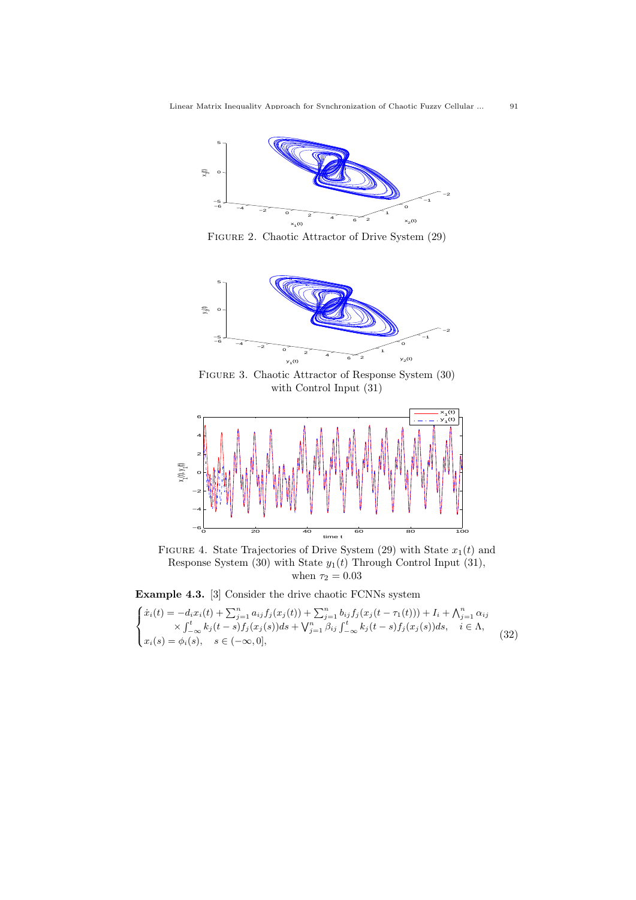FIGURE 2. Chaotic Attractor of Drive System (29)

FIGURE 3. Chaotic Attractor of Response System (30) with Control Input (31)

FIGURE 4. State Trajectories of Drive System (29) with State $x_1(t)$ and Response System (30) with State $y_1(t)$ Through Control Input (31), when $\tau_2 = 0.03$

**Example 4.3.** [3] Consider the drive chaotic FCNNs system

$$
\begin{cases}
\dot{x}_i(t) = -d_i x_i(t) + \sum_{j=1}^{n} a_{ij} f_j(x_j(t)) + \sum_{j=1}^{n} b_{ij} f_j(x_j(t-\tau_1(t))) + I_i + \bigwedge_{j=1}^{n} \alpha_{ij} \\
\qquad \times \int_{-\infty}^{t} k_j(t-s) f_j(x_j(s)) ds + \bigvee_{j=1}^{n} \beta_{ij} \int_{-\infty}^{t} k_j(t-s) f_j(x_j(s)) ds, \quad i \in \Lambda, \\
x_i(s) = \phi_i(s), \quad s \in (-\infty, 0],
\end{cases} \tag{32}
$$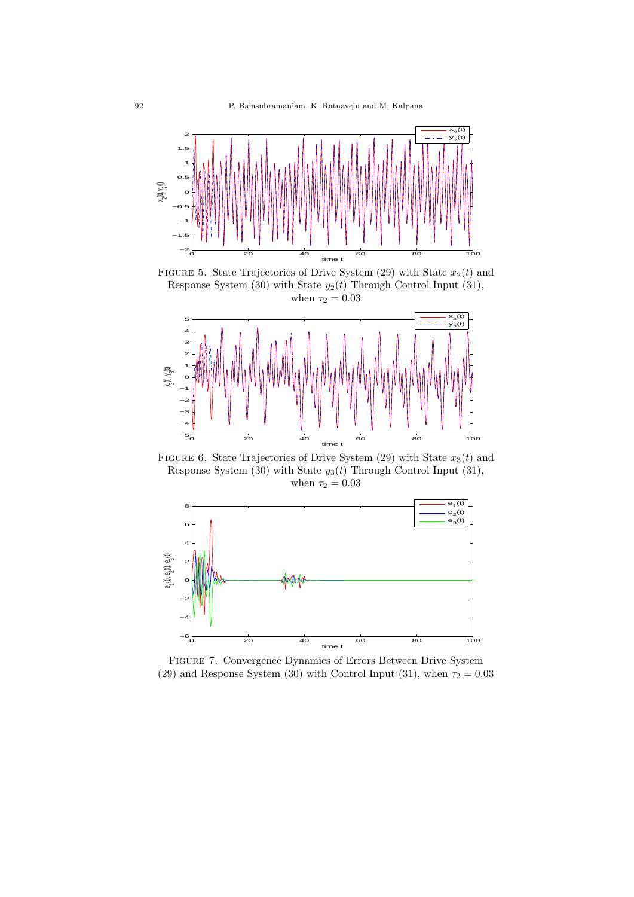FIGURE 5. State Trajectories of Drive System (29) with State $x_2(t)$ and Response System (30) with State $y_2(t)$ Through Control Input (31), when $\tau_2 = 0.03$

FIGURE 6. State Trajectories of Drive System (29) with State $x_3(t)$ and Response System (30) with State $y_3(t)$ Through Control Input (31), when $\tau_2 = 0.03$

FIGURE 7. Convergence Dynamics of Errors Between Drive System (29) and Response System (30) with Control Input (31), when $\tau_2 = 0.03$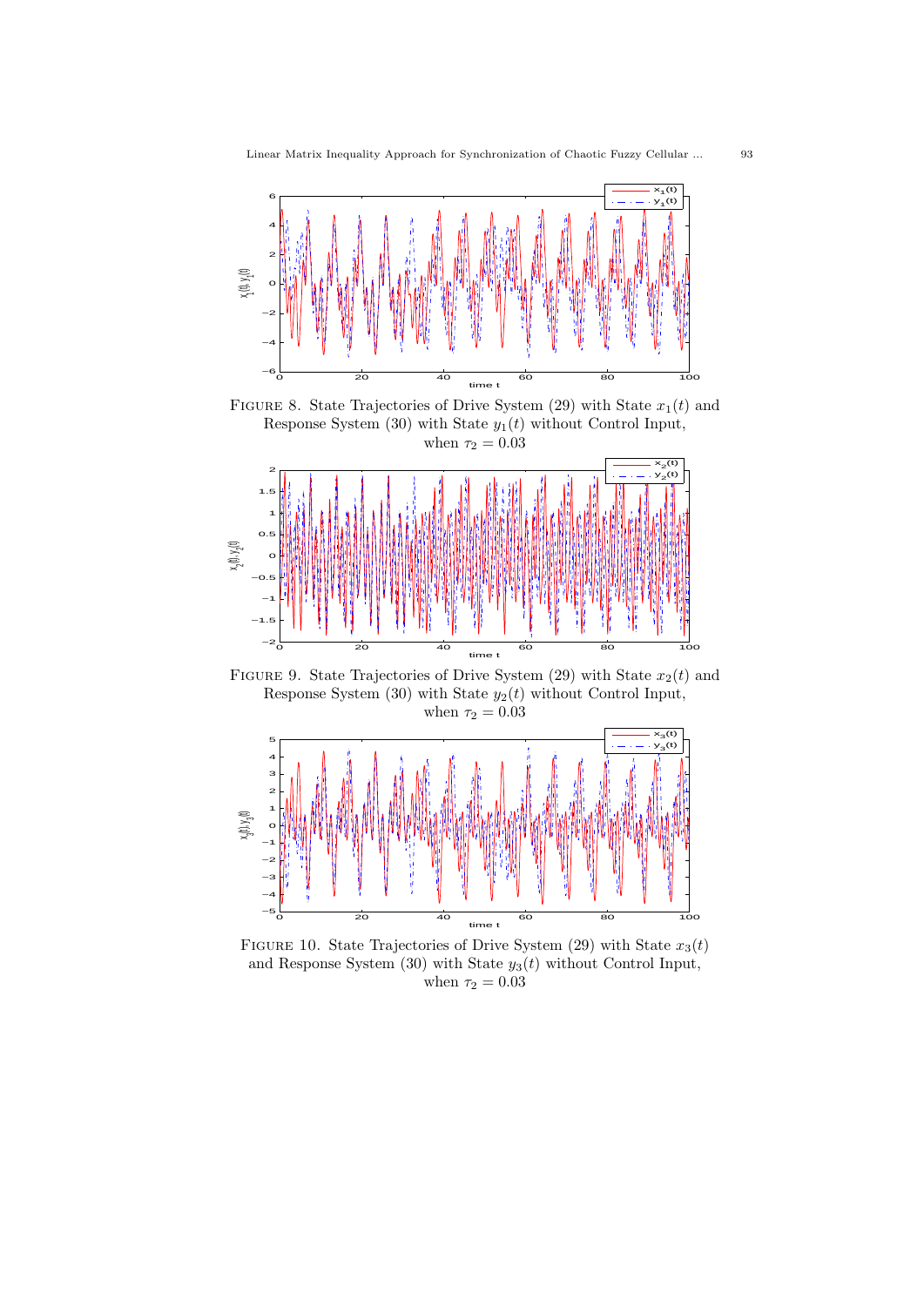FIGURE 8. State Trajectories of Drive System (29) with State $x_1(t)$ and Response System (30) with State $y_1(t)$ without Control Input, when $\tau_2 = 0.03$

FIGURE 9. State Trajectories of Drive System (29) with State $x_2(t)$ and Response System (30) with State $y_2(t)$ without Control Input, when $\tau_2 = 0.03$

FIGURE 10. State Trajectories of Drive System (29) with State $x_3(t)$ and Response System (30) with State $y_3(t)$ without Control Input, when $\tau_2 = 0.03$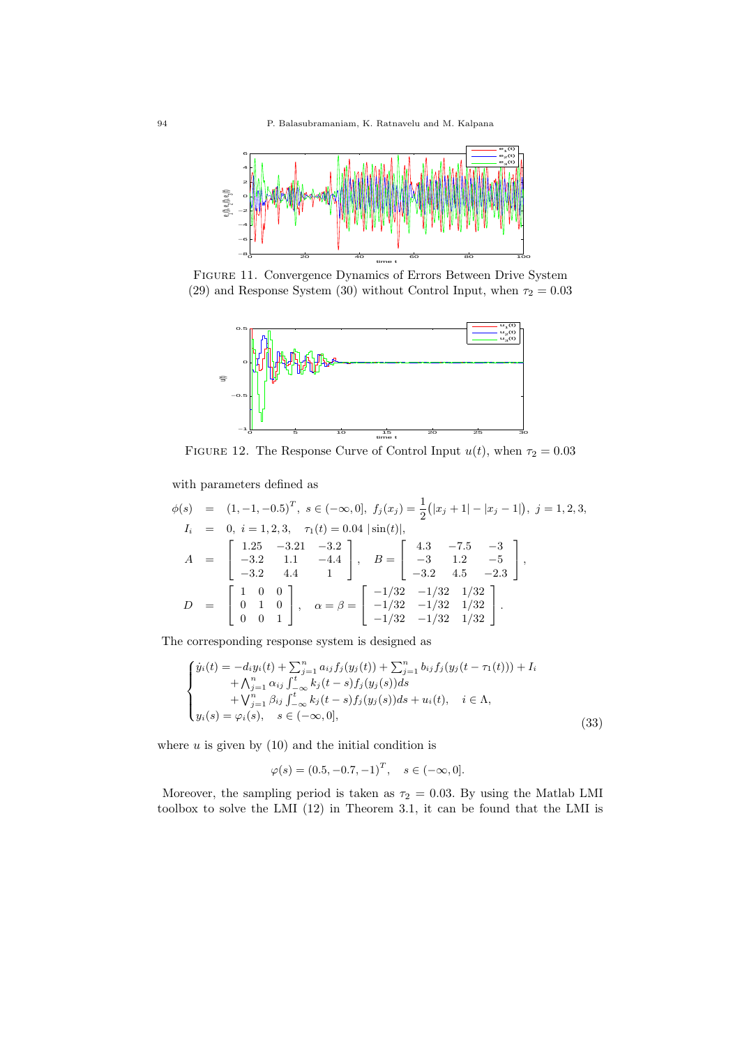FIGURE 11. Convergence Dynamics of Errors Between Drive System (29) and Response System (30) without Control Input, when $\tau_2 = 0.03$

FIGURE 12. The Response Curve of Control Input $u(t)$, when $\tau_2 = 0.03$

with parameters defined as

$$
\begin{aligned}
\phi(s) &= (1, -1, -0.5)^T,\ s \in (-\infty, 0],\ f_j(x_j) = \frac{1}{2}\big(|x_j + 1| - |x_j - 1|\big),\ j = 1, 2, 3, \\
I_i &= 0,\ i = 1, 2, 3, \quad \tau_1(t) = 0.04\ |\sin(t)|, \\
A &= \begin{bmatrix} 1.25 & -3.21 & -3.2 \\ -3.2 & 1.1 & -4.4 \\ -3.2 & 4.4 & 1 \end{bmatrix}, \quad B = \begin{bmatrix} 4.3 & -7.5 & -3 \\ -3 & 1.2 & -5 \\ -3.2 & 4.5 & -2.3 \end{bmatrix}, \\
D &= \begin{bmatrix} 1 & 0 & 0 \\ 0 & 1 & 0 \\ 0 & 0 & 1 \end{bmatrix}, \quad \alpha = \beta = \begin{bmatrix} -1/32 & -1/32 & 1/32 \\ -1/32 & -1/32 & 1/32 \\ -1/32 & -1/32 & 1/32 \end{bmatrix}.
\end{aligned}
$$

The corresponding response system is designed as

$$
\begin{cases}
\dot{y}_i(t) = -d_i y_i(t) + \sum_{j=1}^{n} a_{ij} f_j(y_j(t)) + \sum_{j=1}^{n} b_{ij} f_j(y_j(t - \tau_1(t))) + I_i \\
\qquad + \bigwedge_{j=1}^{n} \alpha_{ij} \int_{-\infty}^{t} k_j(t-s) f_j(y_j(s)) ds \\
\qquad + \bigvee_{j=1}^{n} \beta_{ij} \int_{-\infty}^{t} k_j(t-s) f_j(y_j(s)) ds + u_i(t), \quad i \in \Lambda, \\
y_i(s) = \varphi_i(s), \quad s \in (-\infty, 0],
\end{cases}
\tag{33}
$$

where $u$ is given by (10) and the initial condition is

$$
\varphi(s) = (0.5, -0.7, -1)^T, \quad s \in (-\infty, 0].
$$

Moreover, the sampling period is taken as $\tau_2 = 0.03$. By using the Matlab LMI toolbox to solve the LMI (12) in Theorem 3.1, it can be found that the LMI is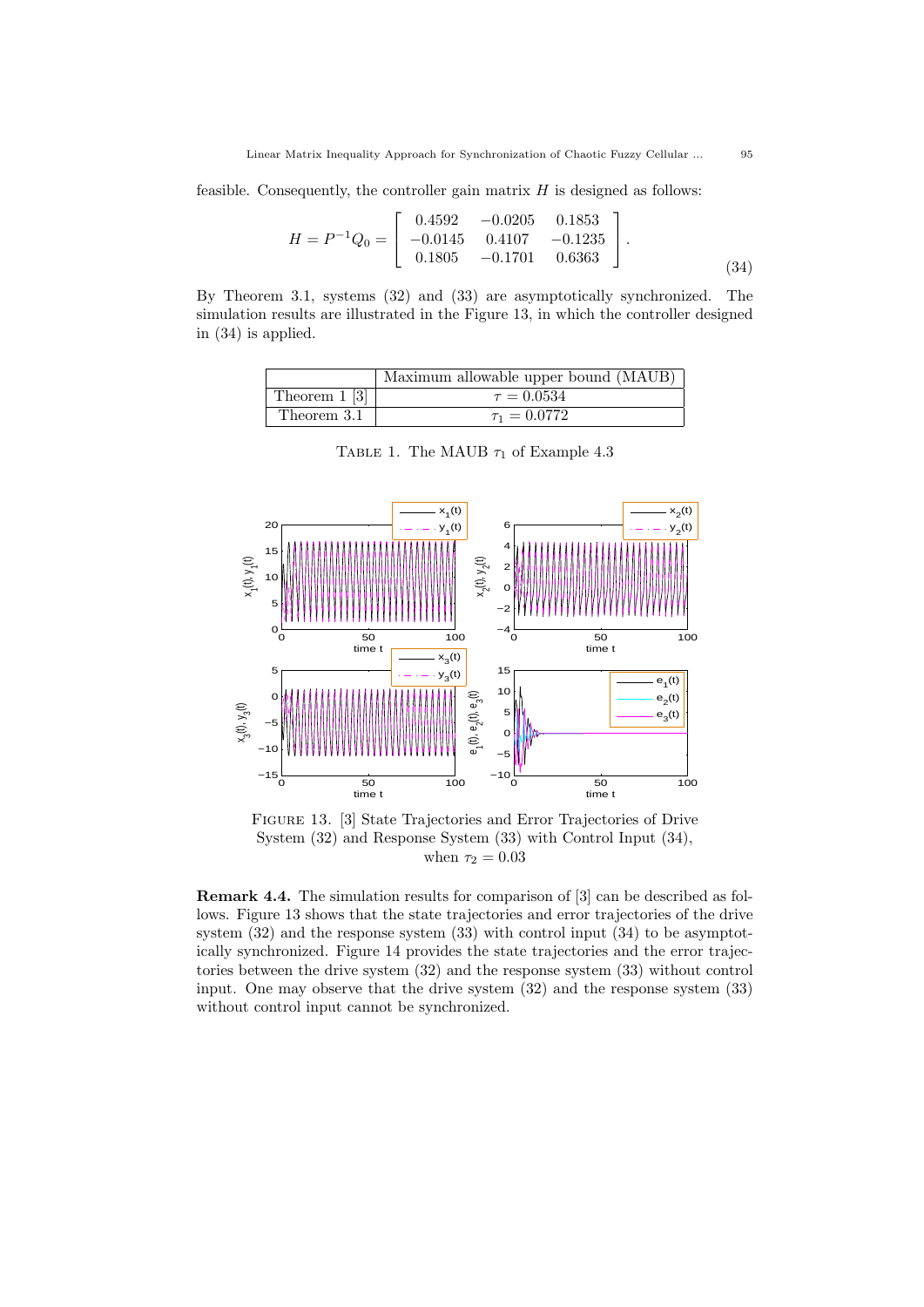feasible. Consequently, the controller gain matrix $H$ is designed as follows:

$$H = P^{-1}Q_0 = \begin{bmatrix} 0.4592 & -0.0205 & 0.1853 \\ -0.0145 & 0.4107 & -0.1235 \\ 0.1805 & -0.1701 & 0.6363 \end{bmatrix}. \tag{34}$$

By Theorem 3.1, systems (32) and (33) are asymptotically synchronized. The simulation results are illustrated in the Figure 13, in which the controller designed in (34) is applied.

| | Maximum allowable upper bound (MAUB) |
|---|---|
| Theorem 1 [3] | $\tau = 0.0534$ |
| Theorem 3.1 | $\tau_1 = 0.0772$ |

Table 1. The MAUB $\tau_1$ of Example 4.3

Figure 13. [3] State Trajectories and Error Trajectories of Drive System (32) and Response System (33) with Control Input (34), when $\tau_2 = 0.03$

**Remark 4.4.** The simulation results for comparison of [3] can be described as follows. Figure 13 shows that the state trajectories and error trajectories of the drive system (32) and the response system (33) with control input (34) to be asymptotically synchronized. Figure 14 provides the state trajectories and the error trajectories between the drive system (32) and the response system (33) without control input. One may observe that the drive system (32) and the response system (33) without control input cannot be synchronized.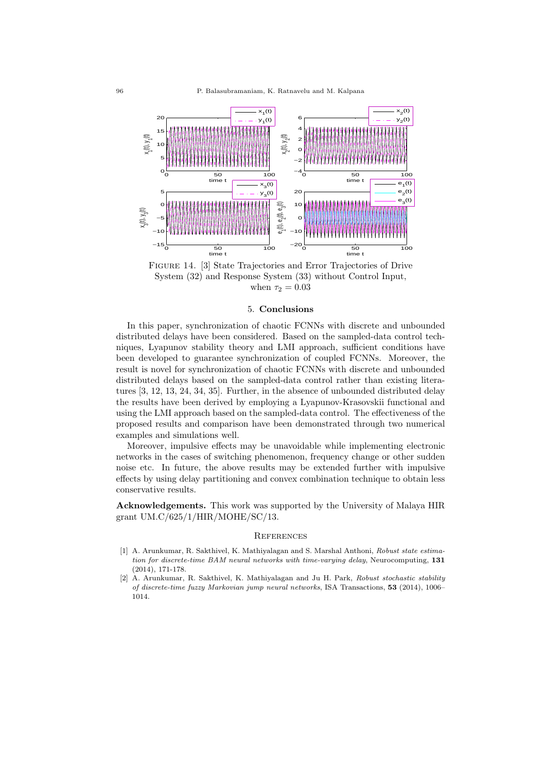FIGURE 14. [3] State Trajectories and Error Trajectories of Drive System (32) and Response System (33) without Control Input, when $\tau_2 = 0.03$

## 5. Conclusions

In this paper, synchronization of chaotic FCNNs with discrete and unbounded distributed delays have been considered. Based on the sampled-data control techniques, Lyapunov stability theory and LMI approach, sufficient conditions have been developed to guarantee synchronization of coupled FCNNs. Moreover, the result is novel for synchronization of chaotic FCNNs with discrete and unbounded distributed delays based on the sampled-data control rather than existing literatures [3, 12, 13, 24, 34, 35]. Further, in the absence of unbounded distributed delay the results have been derived by employing a Lyapunov-Krasovskii functional and using the LMI approach based on the sampled-data control. The effectiveness of the proposed results and comparison have been demonstrated through two numerical examples and simulations well.

Moreover, impulsive effects may be unavoidable while implementing electronic networks in the cases of switching phenomenon, frequency change or other sudden noise etc. In future, the above results may be extended further with impulsive effects by using delay partitioning and convex combination technique to obtain less conservative results.

**Acknowledgements.** This work was supported by the University of Malaya HIR grant UM.C/625/1/HIR/MOHE/SC/13.

## References

[1] A. Arunkumar, R. Sakthivel, K. Mathiyalagan and S. Marshal Anthoni, *Robust state estimation for discrete-time BAM neural networks with time-varying delay*, Neurocomputing, **131** (2014), 171-178.

[2] A. Arunkumar, R. Sakthivel, K. Mathiyalagan and Ju H. Park, *Robust stochastic stability of discrete-time fuzzy Markovian jump neural networks*, ISA Transactions, **53** (2014), 1006–1014.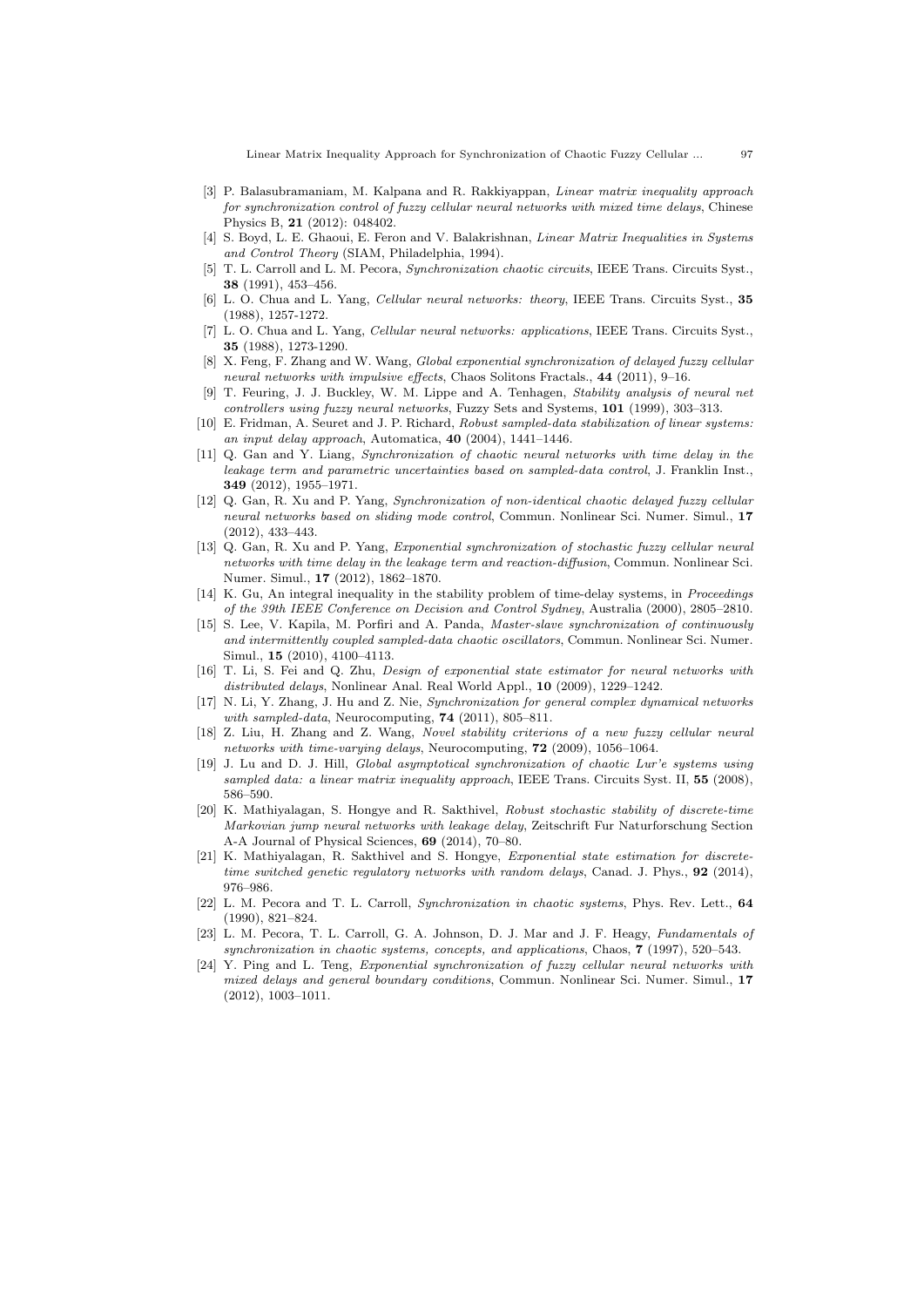[3] P. Balasubramaniam, M. Kalpana and R. Rakkiyappan, *Linear matrix inequality approach for synchronization control of fuzzy cellular neural networks with mixed time delays*, Chinese Physics B, **21** (2012): 048402.

[4] S. Boyd, L. E. Ghaoui, E. Feron and V. Balakrishnan, *Linear Matrix Inequalities in Systems and Control Theory* (SIAM, Philadelphia, 1994).

[5] T. L. Carroll and L. M. Pecora, *Synchronization chaotic circuits*, IEEE Trans. Circuits Syst., **38** (1991), 453–456.

[6] L. O. Chua and L. Yang, *Cellular neural networks: theory*, IEEE Trans. Circuits Syst., **35** (1988), 1257-1272.

[7] L. O. Chua and L. Yang, *Cellular neural networks: applications*, IEEE Trans. Circuits Syst., **35** (1988), 1273-1290.

[8] X. Feng, F. Zhang and W. Wang, *Global exponential synchronization of delayed fuzzy cellular neural networks with impulsive effects*, Chaos Solitons Fractals., **44** (2011), 9–16.

[9] T. Feuring, J. J. Buckley, W. M. Lippe and A. Tenhagen, *Stability analysis of neural net controllers using fuzzy neural networks*, Fuzzy Sets and Systems, **101** (1999), 303–313.

[10] E. Fridman, A. Seuret and J. P. Richard, *Robust sampled-data stabilization of linear systems: an input delay approach*, Automatica, **40** (2004), 1441–1446.

[11] Q. Gan and Y. Liang, *Synchronization of chaotic neural networks with time delay in the leakage term and parametric uncertainties based on sampled-data control*, J. Franklin Inst., **349** (2012), 1955–1971.

[12] Q. Gan, R. Xu and P. Yang, *Synchronization of non-identical chaotic delayed fuzzy cellular neural networks based on sliding mode control*, Commun. Nonlinear Sci. Numer. Simul., **17** (2012), 433–443.

[13] Q. Gan, R. Xu and P. Yang, *Exponential synchronization of stochastic fuzzy cellular neural networks with time delay in the leakage term and reaction-diffusion*, Commun. Nonlinear Sci. Numer. Simul., **17** (2012), 1862–1870.

[14] K. Gu, An integral inequality in the stability problem of time-delay systems, in *Proceedings of the 39th IEEE Conference on Decision and Control Sydney*, Australia (2000), 2805–2810.

[15] S. Lee, V. Kapila, M. Porfiri and A. Panda, *Master-slave synchronization of continuously and intermittently coupled sampled-data chaotic oscillators*, Commun. Nonlinear Sci. Numer. Simul., **15** (2010), 4100–4113.

[16] T. Li, S. Fei and Q. Zhu, *Design of exponential state estimator for neural networks with distributed delays*, Nonlinear Anal. Real World Appl., **10** (2009), 1229–1242.

[17] N. Li, Y. Zhang, J. Hu and Z. Nie, *Synchronization for general complex dynamical networks with sampled-data*, Neurocomputing, **74** (2011), 805–811.

[18] Z. Liu, H. Zhang and Z. Wang, *Novel stability criterions of a new fuzzy cellular neural networks with time-varying delays*, Neurocomputing, **72** (2009), 1056–1064.

[19] J. Lu and D. J. Hill, *Global asymptotical synchronization of chaotic Lur'e systems using sampled data: a linear matrix inequality approach*, IEEE Trans. Circuits Syst. II, **55** (2008), 586–590.

[20] K. Mathiyalagan, S. Hongye and R. Sakthivel, *Robust stochastic stability of discrete-time Markovian jump neural networks with leakage delay*, Zeitschrift Fur Naturforschung Section A-A Journal of Physical Sciences, **69** (2014), 70–80.

[21] K. Mathiyalagan, R. Sakthivel and S. Hongye, *Exponential state estimation for discrete-time switched genetic regulatory networks with random delays*, Canad. J. Phys., **92** (2014), 976–986.

[22] L. M. Pecora and T. L. Carroll, *Synchronization in chaotic systems*, Phys. Rev. Lett., **64** (1990), 821–824.

[23] L. M. Pecora, T. L. Carroll, G. A. Johnson, D. J. Mar and J. F. Heagy, *Fundamentals of synchronization in chaotic systems, concepts, and applications*, Chaos, **7** (1997), 520–543.

[24] Y. Ping and L. Teng, *Exponential synchronization of fuzzy cellular neural networks with mixed delays and general boundary conditions*, Commun. Nonlinear Sci. Numer. Simul., **17** (2012), 1003–1011.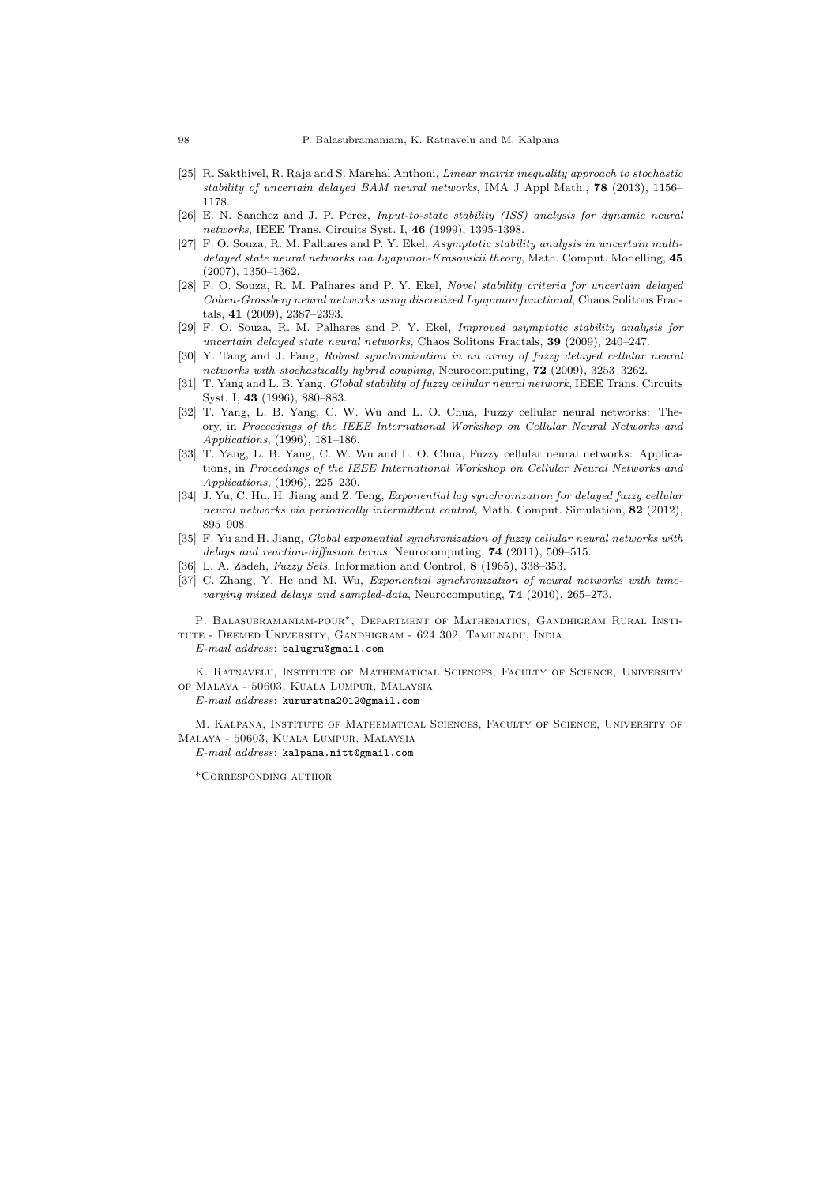[25] R. Sakthivel, R. Raja and S. Marshal Anthoni, *Linear matrix inequality approach to stochastic stability of uncertain delayed BAM neural networks*, IMA J Appl Math., **78** (2013), 1156–1178.

[26] E. N. Sanchez and J. P. Perez, *Input-to-state stability (ISS) analysis for dynamic neural networks*, IEEE Trans. Circuits Syst. I, **46** (1999), 1395-1398.

[27] F. O. Souza, R. M. Palhares and P. Y. Ekel, *Asymptotic stability analysis in uncertain multi-delayed state neural networks via Lyapunov-Krasovskii theory*, Math. Comput. Modelling, **45** (2007), 1350–1362.

[28] F. O. Souza, R. M. Palhares and P. Y. Ekel, *Novel stability criteria for uncertain delayed Cohen-Grossberg neural networks using discretized Lyapunov functional*, Chaos Solitons Fractals, **41** (2009), 2387–2393.

[29] F. O. Souza, R. M. Palhares and P. Y. Ekel, *Improved asymptotic stability analysis for uncertain delayed state neural networks*, Chaos Solitons Fractals, **39** (2009), 240–247.

[30] Y. Tang and J. Fang, *Robust synchronization in an array of fuzzy delayed cellular neural networks with stochastically hybrid coupling*, Neurocomputing, **72** (2009), 3253–3262.

[31] T. Yang and L. B. Yang, *Global stability of fuzzy cellular neural network*, IEEE Trans. Circuits Syst. I, **43** (1996), 880–883.

[32] T. Yang, L. B. Yang, C. W. Wu and L. O. Chua, Fuzzy cellular neural networks: Theory, in *Proceedings of the IEEE International Workshop on Cellular Neural Networks and Applications*, (1996), 181–186.

[33] T. Yang, L. B. Yang, C. W. Wu and L. O. Chua, Fuzzy cellular neural networks: Applications, in *Proceedings of the IEEE International Workshop on Cellular Neural Networks and Applications*, (1996), 225–230.

[34] J. Yu, C. Hu, H. Jiang and Z. Teng, *Exponential lag synchronization for delayed fuzzy cellular neural networks via periodically intermittent control*, Math. Comput. Simulation, **82** (2012), 895–908.

[35] F. Yu and H. Jiang, *Global exponential synchronization of fuzzy cellular neural networks with delays and reaction-diffusion terms*, Neurocomputing, **74** (2011), 509–515.

[36] L. A. Zadeh, *Fuzzy Sets*, Information and Control, **8** (1965), 338–353.

[37] C. Zhang, Y. He and M. Wu, *Exponential synchronization of neural networks with time-varying mixed delays and sampled-data*, Neurocomputing, **74** (2010), 265–273.

P. Balasubramaniam-pour*, Department of Mathematics, Gandhigram Rural Institute - Deemed University, Gandhigram - 624 302, Tamilnadu, India
*E-mail address*: balugru@gmail.com

K. Ratnavelu, Institute of Mathematical Sciences, Faculty of Science, University of Malaya - 50603, Kuala Lumpur, Malaysia
*E-mail address*: kururatna2012@gmail.com

M. Kalpana, Institute of Mathematical Sciences, Faculty of Science, University of Malaya - 50603, Kuala Lumpur, Malaysia
*E-mail address*: kalpana.nitt@gmail.com

*Corresponding author